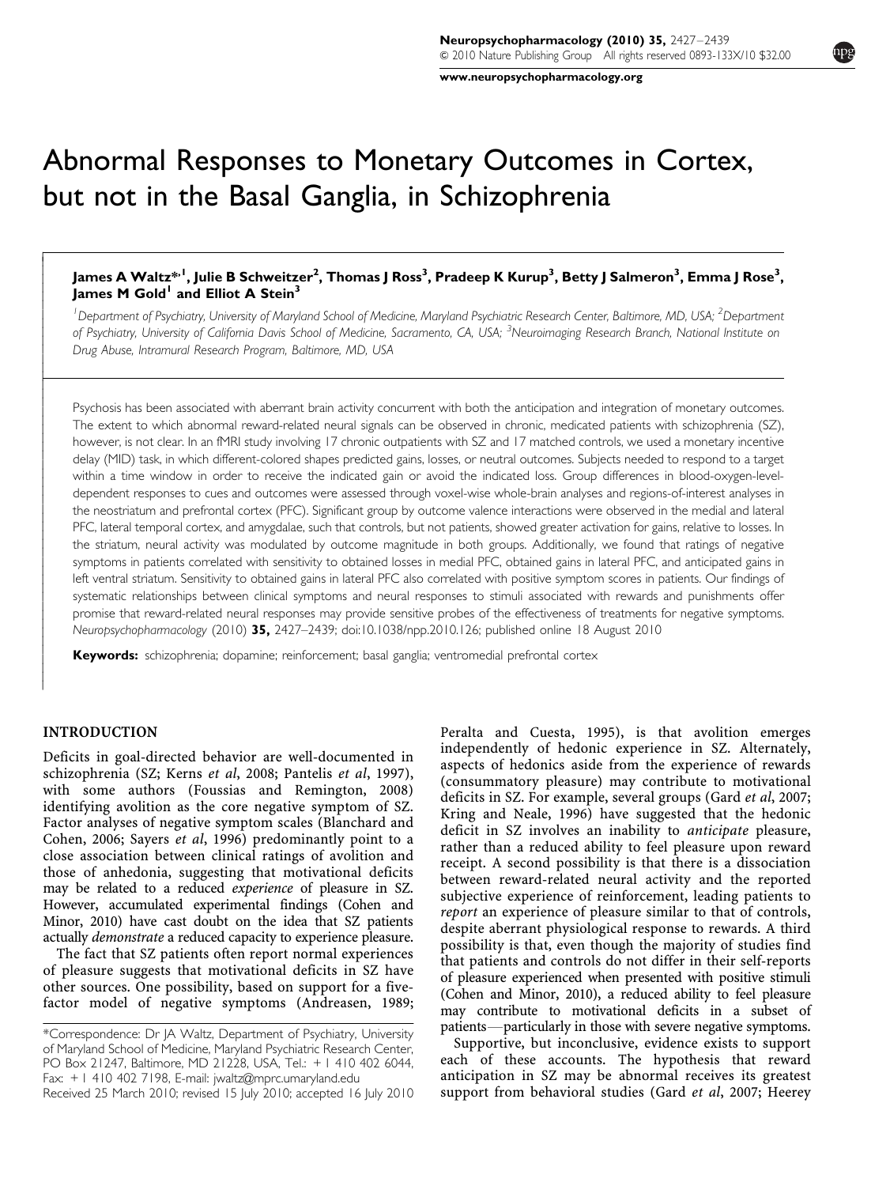# Abnormal Responses to Monetary Outcomes in Cortex, but not in the Basal Ganglia, in Schizophrenia

**James A Waltz\*[,1], Julie B Schweitzer[2], Thomas J Ross[3], Pradeep K Kurup[3], Betty J Salmeron[3], Emma J Rose[3], James M Gold[1] and Elliot A Stein[3]**

[1]Department of Psychiatry, University of Maryland School of Medicine, Maryland Psychiatric Research Center, Baltimore, MD, USA; [2]Department of Psychiatry, University of California Davis School of Medicine, Sacramento, CA, USA; [3]Neuroimaging Research Branch, National Institute on Drug Abuse, Intramural Research Program, Baltimore, MD, USA

Psychosis has been associated with aberrant brain activity concurrent with both the anticipation and integration of monetary outcomes. The extent to which abnormal reward-related neural signals can be observed in chronic, medicated patients with schizophrenia (SZ), however, is not clear. In an fMRI study involving 17 chronic outpatients with SZ and 17 matched controls, we used a monetary incentive delay (MID) task, in which different-colored shapes predicted gains, losses, or neutral outcomes. Subjects needed to respond to a target within a time window in order to receive the indicated gain or avoid the indicated loss. Group differences in blood-oxygen-level-dependent responses to cues and outcomes were assessed through voxel-wise whole-brain analyses and regions-of-interest analyses in the neostriatum and prefrontal cortex (PFC). Significant group by outcome valence interactions were observed in the medial and lateral PFC, lateral temporal cortex, and amygdalae, such that controls, but not patients, showed greater activation for gains, relative to losses. In the striatum, neural activity was modulated by outcome magnitude in both groups. Additionally, we found that ratings of negative symptoms in patients correlated with sensitivity to obtained losses in medial PFC, obtained gains in lateral PFC, and anticipated gains in left ventral striatum. Sensitivity to obtained gains in lateral PFC also correlated with positive symptom scores in patients. Our findings of systematic relationships between clinical symptoms and neural responses to stimuli associated with rewards and punishments offer promise that reward-related neural responses may provide sensitive probes of the effectiveness of treatments for negative symptoms.

*Neuropsychopharmacology* (2010) **35,** 2427–2439; doi:10.1038/npp.2010.126; published online 18 August 2010

**Keywords:** schizophrenia; dopamine; reinforcement; basal ganglia; ventromedial prefrontal cortex

## INTRODUCTION

Deficits in goal-directed behavior are well-documented in schizophrenia (SZ; Kerns *et al*, 2008; Pantelis *et al*, 1997), with some authors (Foussias and Remington, 2008) identifying avolition as the core negative symptom of SZ. Factor analyses of negative symptom scales (Blanchard and Cohen, 2006; Sayers *et al*, 1996) predominantly point to a close association between clinical ratings of avolition and those of anhedonia, suggesting that motivational deficits may be related to a reduced *experience* of pleasure in SZ. However, accumulated experimental findings (Cohen and Minor, 2010) have cast doubt on the idea that SZ patients actually *demonstrate* a reduced capacity to experience pleasure.

The fact that SZ patients often report normal experiences of pleasure suggests that motivational deficits in SZ have other sources. One possibility, based on support for a five-factor model of negative symptoms (Andreasen, 1989; Peralta and Cuesta, 1995), is that avolition emerges independently of hedonic experience in SZ. Alternately, aspects of hedonics aside from the experience of rewards (consummatory pleasure) may contribute to motivational deficits in SZ. For example, several groups (Gard *et al*, 2007; Kring and Neale, 1996) have suggested that the hedonic deficit in SZ involves an inability to *anticipate* pleasure, rather than a reduced ability to feel pleasure upon reward receipt. A second possibility is that there is a dissociation between reward-related neural activity and the reported subjective experience of reinforcement, leading patients to *report* an experience of pleasure similar to that of controls, despite aberrant physiological response to rewards. A third possibility is that, even though the majority of studies find that patients and controls do not differ in their self-reports of pleasure experienced when presented with positive stimuli (Cohen and Minor, 2010), a reduced ability to feel pleasure may contribute to motivational deficits in a subset of patients—particularly in those with severe negative symptoms.

Supportive, but inconclusive, evidence exists to support each of these accounts. The hypothesis that reward anticipation in SZ may be abnormal receives its greatest support from behavioral studies (Gard *et al*, 2007; Heerey

\*Correspondence: Dr JA Waltz, Department of Psychiatry, University of Maryland School of Medicine, Maryland Psychiatric Research Center, PO Box 21247, Baltimore, MD 21228, USA, Tel.: + 1 410 402 6044, Fax: + 1 410 402 7198, E-mail: jwaltz@mprc.umaryland.edu

Received 25 March 2010; revised 15 July 2010; accepted 16 July 2010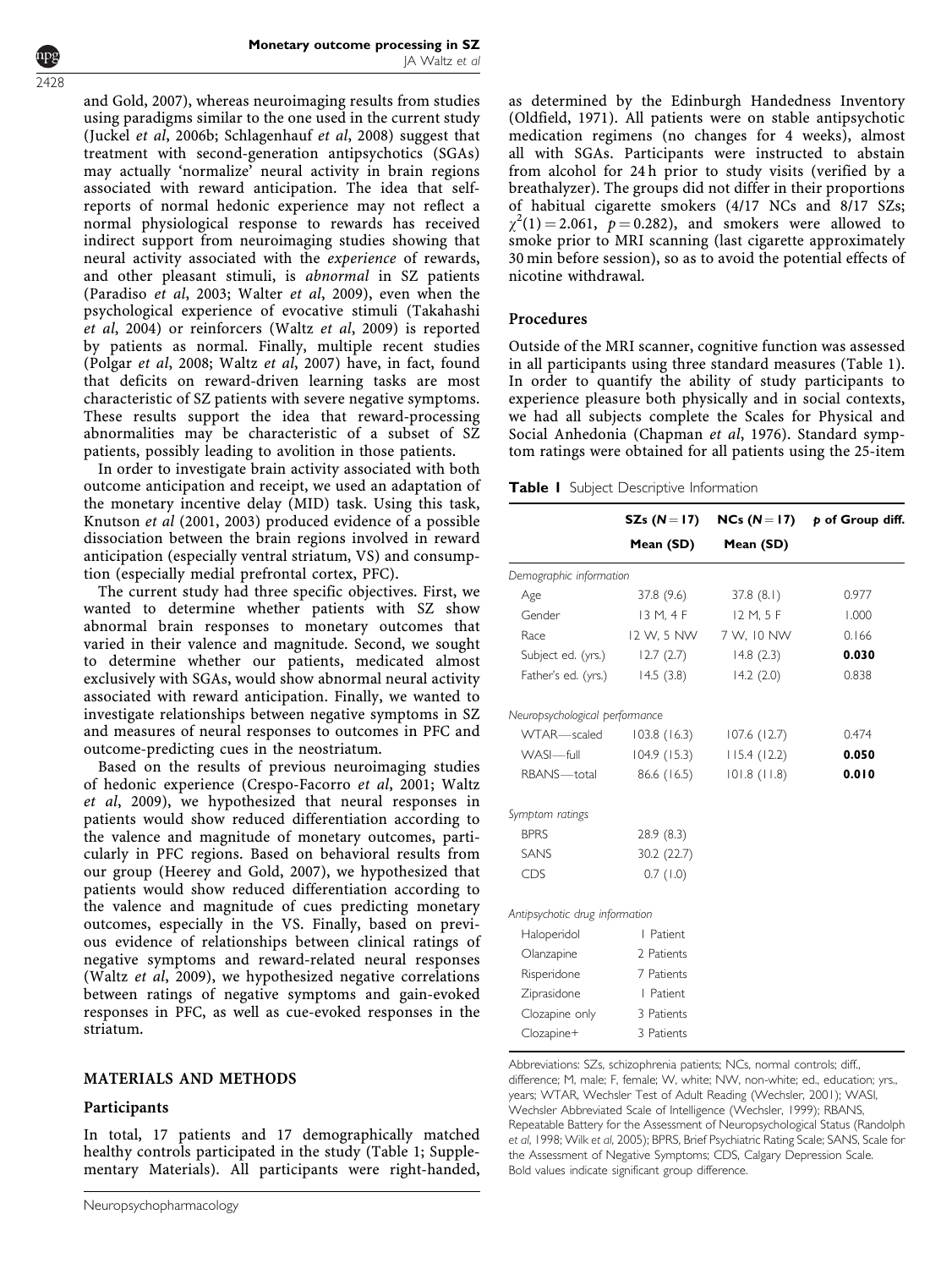and Gold, 2007), whereas neuroimaging results from studies using paradigms similar to the one used in the current study (Juckel *et al*, 2006b; Schlagenhauf *et al*, 2008) suggest that treatment with second-generation antipsychotics (SGAs) may actually 'normalize' neural activity in brain regions associated with reward anticipation. The idea that self-reports of normal hedonic experience may not reflect a normal physiological response to rewards has received indirect support from neuroimaging studies showing that neural activity associated with the *experience* of rewards, and other pleasant stimuli, is *abnormal* in SZ patients (Paradiso *et al*, 2003; Walter *et al*, 2009), even when the psychological experience of evocative stimuli (Takahashi *et al*, 2004) or reinforcers (Waltz *et al*, 2009) is reported by patients as normal. Finally, multiple recent studies (Polgar *et al*, 2008; Waltz *et al*, 2007) have, in fact, found that deficits on reward-driven learning tasks are most characteristic of SZ patients with severe negative symptoms. These results support the idea that reward-processing abnormalities may be characteristic of a subset of SZ patients, possibly leading to avolition in those patients.

In order to investigate brain activity associated with both outcome anticipation and receipt, we used an adaptation of the monetary incentive delay (MID) task. Using this task, Knutson *et al* (2001, 2003) produced evidence of a possible dissociation between the brain regions involved in reward anticipation (especially ventral striatum, VS) and consumption (especially medial prefrontal cortex, PFC).

The current study had three specific objectives. First, we wanted to determine whether patients with SZ show abnormal brain responses to monetary outcomes that varied in their valence and magnitude. Second, we sought to determine whether our patients, medicated almost exclusively with SGAs, would show abnormal neural activity associated with reward anticipation. Finally, we wanted to investigate relationships between negative symptoms in SZ and measures of neural responses to outcomes in PFC and outcome-predicting cues in the neostriatum.

Based on the results of previous neuroimaging studies of hedonic experience (Crespo-Facorro *et al*, 2001; Waltz *et al*, 2009), we hypothesized that neural responses in patients would show reduced differentiation according to the valence and magnitude of monetary outcomes, particularly in PFC regions. Based on behavioral results from our group (Heerey and Gold, 2007), we hypothesized that patients would show reduced differentiation according to the valence and magnitude of cues predicting monetary outcomes, especially in the VS. Finally, based on previous evidence of relationships between clinical ratings of negative symptoms and reward-related neural responses (Waltz *et al*, 2009), we hypothesized negative correlations between ratings of negative symptoms and gain-evoked responses in PFC, as well as cue-evoked responses in the striatum.

## MATERIALS AND METHODS

### Participants

In total, 17 patients and 17 demographically matched healthy controls participated in the study (Table 1; Supplementary Materials). All participants were right-handed, as determined by the Edinburgh Handedness Inventory (Oldfield, 1971). All patients were on stable antipsychotic medication regimens (no changes for 4 weeks), almost all with SGAs. Participants were instructed to abstain from alcohol for 24 h prior to study visits (verified by a breathalyzer). The groups did not differ in their proportions of habitual cigarette smokers (4/17 NCs and 8/17 SZs; $\chi^2(1) = 2.061$, $p = 0.282$), and smokers were allowed to smoke prior to MRI scanning (last cigarette approximately 30 min before session), so as to avoid the potential effects of nicotine withdrawal.

### Procedures

Outside of the MRI scanner, cognitive function was assessed in all participants using three standard measures (Table 1). In order to quantify the ability of study participants to experience pleasure both physically and in social contexts, we had all subjects complete the Scales for Physical and Social Anhedonia (Chapman *et al*, 1976). Standard symptom ratings were obtained for all patients using the 25-item

**Table 1** Subject Descriptive Information

| | SZs (N = 17) | NCs (N = 17) | p of Group diff. |
|---|---|---|---|
| | Mean (SD) | Mean (SD) | |
| *Demographic information* | | | |
| Age | 37.8 (9.6) | 37.8 (8.1) | 0.977 |
| Gender | 13 M, 4 F | 12 M, 5 F | 1.000 |
| Race | 12 W, 5 NW | 7 W, 10 NW | 0.166 |
| Subject ed. (yrs.) | 12.7 (2.7) | 14.8 (2.3) | **0.030** |
| Father's ed. (yrs.) | 14.5 (3.8) | 14.2 (2.0) | 0.838 |
| *Neuropsychological performance* | | | |
| WTAR—scaled | 103.8 (16.3) | 107.6 (12.7) | 0.474 |
| WASI—full | 104.9 (15.3) | 115.4 (12.2) | **0.050** |
| RBANS—total | 86.6 (16.5) | 101.8 (11.8) | **0.010** |
| *Symptom ratings* | | | |
| BPRS | 28.9 (8.3) | | |
| SANS | 30.2 (22.7) | | |
| CDS | 0.7 (1.0) | | |
| *Antipsychotic drug information* | | | |
| Haloperidol | 1 Patient | | |
| Olanzapine | 2 Patients | | |
| Risperidone | 7 Patients | | |
| Ziprasidone | 1 Patient | | |
| Clozapine only | 3 Patients | | |
| Clozapine+ | 3 Patients | | |

Abbreviations: SZs, schizophrenia patients; NCs, normal controls; diff., difference; M, male; F, female; W, white; NW, non-white; ed., education; yrs., years; WTAR, Wechsler Test of Adult Reading (Wechsler, 2001); WASI, Wechsler Abbreviated Scale of Intelligence (Wechsler, 1999); RBANS, Repeatable Battery for the Assessment of Neuropsychological Status (Randolph *et al*, 1998; Wilk *et al*, 2005); BPRS, Brief Psychiatric Rating Scale; SANS, Scale for the Assessment of Negative Symptoms; CDS, Calgary Depression Scale. Bold values indicate significant group difference.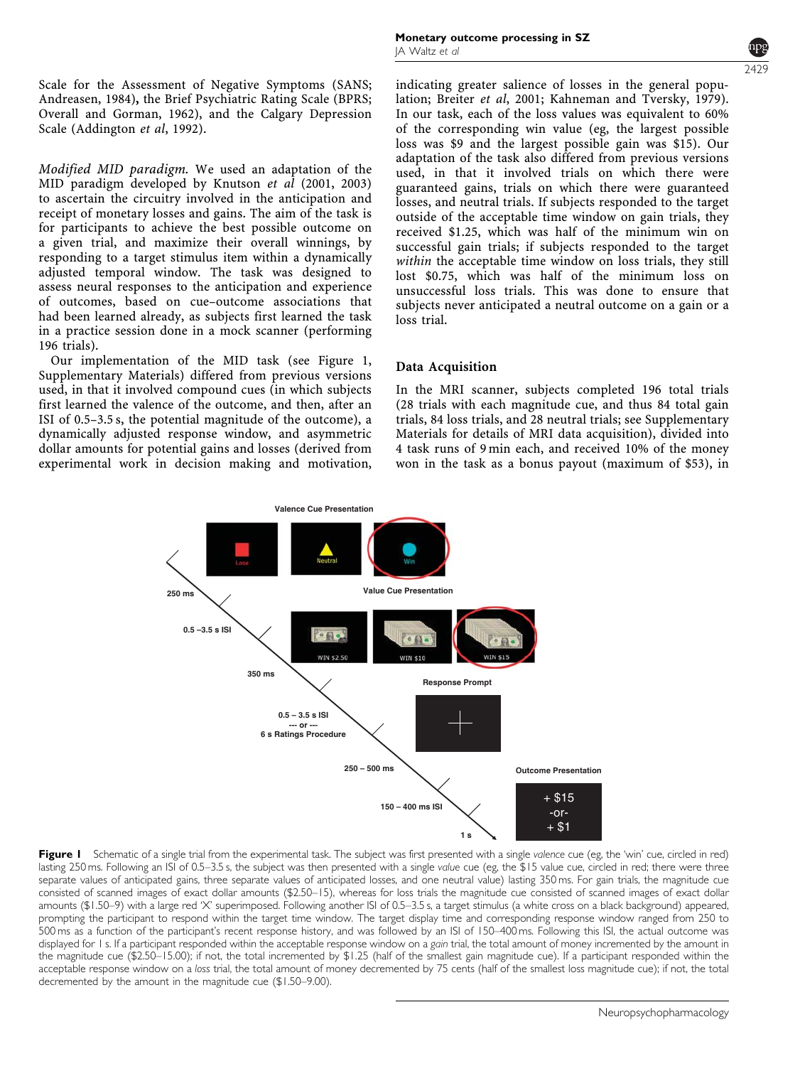Scale for the Assessment of Negative Symptoms (SANS; Andreasen, 1984), the Brief Psychiatric Rating Scale (BPRS; Overall and Gorman, 1962), and the Calgary Depression Scale (Addington *et al*, 1992).

*Modified MID paradigm.* We used an adaptation of the MID paradigm developed by Knutson *et al* (2001, 2003) to ascertain the circuitry involved in the anticipation and receipt of monetary losses and gains. The aim of the task is for participants to achieve the best possible outcome on a given trial, and maximize their overall winnings, by responding to a target stimulus item within a dynamically adjusted temporal window. The task was designed to assess neural responses to the anticipation and experience of outcomes, based on cue–outcome associations that had been learned already, as subjects first learned the task in a practice session done in a mock scanner (performing 196 trials).

Our implementation of the MID task (see Figure 1, Supplementary Materials) differed from previous versions used, in that it involved compound cues (in which subjects first learned the valence of the outcome, and then, after an ISI of 0.5–3.5 s, the potential magnitude of the outcome), a dynamically adjusted response window, and asymmetric dollar amounts for potential gains and losses (derived from experimental work in decision making and motivation, indicating greater salience of losses in the general population; Breiter *et al*, 2001; Kahneman and Tversky, 1979). In our task, each of the loss values was equivalent to 60% of the corresponding win value (eg, the largest possible loss was $9 and the largest possible gain was $15). Our adaptation of the task also differed from previous versions used, in that it involved trials on which there were guaranteed gains, trials on which there were guaranteed losses, and neutral trials. If subjects responded to the target outside of the acceptable time window on gain trials, they received $1.25, which was half of the minimum win on successful gain trials; if subjects responded to the target *within* the acceptable time window on loss trials, they still lost $0.75, which was half of the minimum loss on unsuccessful loss trials. This was done to ensure that subjects never anticipated a neutral outcome on a gain or a loss trial.

## Data Acquisition

In the MRI scanner, subjects completed 196 total trials (28 trials with each magnitude cue, and thus 84 total gain trials, 84 loss trials, and 28 neutral trials; see Supplementary Materials for details of MRI data acquisition), divided into 4 task runs of 9 min each, and received 10% of the money won in the task as a bonus payout (maximum of $53), in

**Figure 1** Schematic of a single trial from the experimental task. The subject was first presented with a single *valence* cue (eg, the 'win' cue, circled in red) lasting 250 ms. Following an ISI of 0.5–3.5 s, the subject was then presented with a single *value* cue (eg, the $15 value cue, circled in red; there were three separate values of anticipated gains, three separate values of anticipated losses, and one neutral value) lasting 350 ms. For gain trials, the magnitude cue consisted of scanned images of exact dollar amounts ($2.50–15), whereas for loss trials the magnitude cue consisted of scanned images of exact dollar amounts ($1.50–9) with a large red 'X' superimposed. Following another ISI of 0.5–3.5 s, a target stimulus (a white cross on a black background) appeared, prompting the participant to respond within the target time window. The target display time and corresponding response window ranged from 250 to 500 ms as a function of the participant's recent response history, and was followed by an ISI of 150–400 ms. Following this ISI, the actual outcome was displayed for 1 s. If a participant responded within the acceptable response window on a *gain* trial, the total amount of money incremented by the amount in the magnitude cue ($2.50–15.00); if not, the total incremented by $1.25 (half of the smallest gain magnitude cue). If a participant responded within the acceptable response window on a *loss* trial, the total amount of money decremented by 75 cents (half of the smallest loss magnitude cue); if not, the total decremented by the amount in the magnitude cue ($1.50–9.00).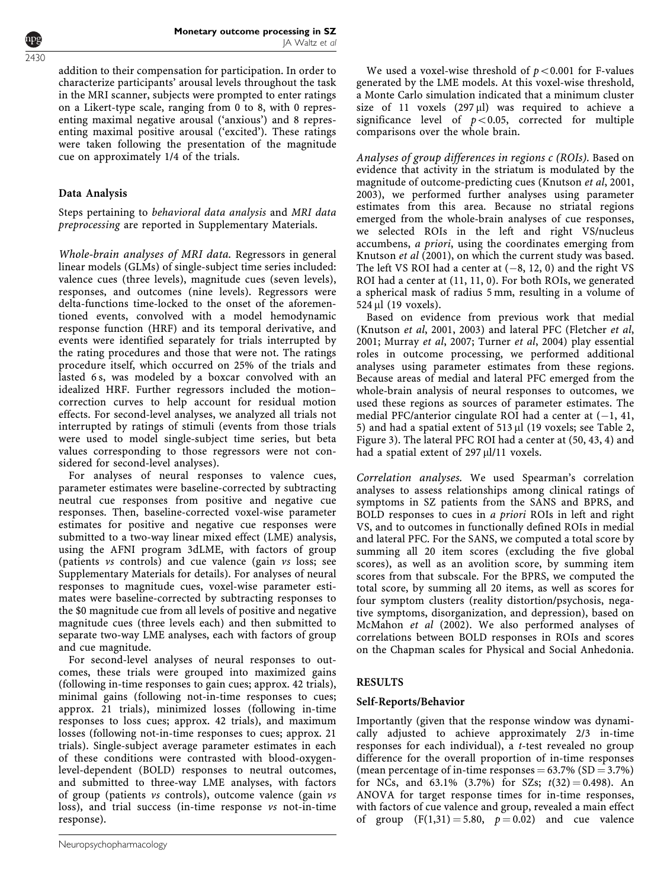addition to their compensation for participation. In order to characterize participants' arousal levels throughout the task in the MRI scanner, subjects were prompted to enter ratings on a Likert-type scale, ranging from 0 to 8, with 0 representing maximal negative arousal ('anxious') and 8 representing maximal positive arousal ('excited'). These ratings were taken following the presentation of the magnitude cue on approximately 1/4 of the trials.

## Data Analysis

Steps pertaining to *behavioral data analysis* and *MRI data preprocessing* are reported in Supplementary Materials.

*Whole-brain analyses of MRI data.* Regressors in general linear models (GLMs) of single-subject time series included: valence cues (three levels), magnitude cues (seven levels), responses, and outcomes (nine levels). Regressors were delta-functions time-locked to the onset of the aforementioned events, convolved with a model hemodynamic response function (HRF) and its temporal derivative, and events were identified separately for trials interrupted by the rating procedures and those that were not. The ratings procedure itself, which occurred on 25% of the trials and lasted 6 s, was modeled by a boxcar convolved with an idealized HRF. Further regressors included the motion–correction curves to help account for residual motion effects. For second-level analyses, we analyzed all trials not interrupted by ratings of stimuli (events from those trials were used to model single-subject time series, but beta values corresponding to those regressors were not considered for second-level analyses).

For analyses of neural responses to valence cues, parameter estimates were baseline-corrected by subtracting neutral cue responses from positive and negative cue responses. Then, baseline-corrected voxel-wise parameter estimates for positive and negative cue responses were submitted to a two-way linear mixed effect (LME) analysis, using the AFNI program 3dLME, with factors of group (patients *vs* controls) and cue valence (gain *vs* loss; see Supplementary Materials for details). For analyses of neural responses to magnitude cues, voxel-wise parameter estimates were baseline-corrected by subtracting responses to the \$0 magnitude cue from all levels of positive and negative magnitude cues (three levels each) and then submitted to separate two-way LME analyses, each with factors of group and cue magnitude.

For second-level analyses of neural responses to outcomes, these trials were grouped into maximized gains (following in-time responses to gain cues; approx. 42 trials), minimal gains (following not-in-time responses to cues; approx. 21 trials), minimized losses (following in-time responses to loss cues; approx. 42 trials), and maximum losses (following not-in-time responses to cues; approx. 21 trials). Single-subject average parameter estimates in each of these conditions were contrasted with blood-oxygen-level-dependent (BOLD) responses to neutral outcomes, and submitted to three-way LME analyses, with factors of group (patients *vs* controls), outcome valence (gain *vs* loss), and trial success (in-time response *vs* not-in-time response).

We used a voxel-wise threshold of $p < 0.001$ for F-values generated by the LME models. At this voxel-wise threshold, a Monte Carlo simulation indicated that a minimum cluster size of 11 voxels (297 μl) was required to achieve a significance level of $p < 0.05$, corrected for multiple comparisons over the whole brain.

*Analyses of group differences in regions c (ROIs).* Based on evidence that activity in the striatum is modulated by the magnitude of outcome-predicting cues (Knutson *et al*, 2001, 2003), we performed further analyses using parameter estimates from this area. Because no striatal regions emerged from the whole-brain analyses of cue responses, we selected ROIs in the left and right VS/nucleus accumbens, *a priori*, using the coordinates emerging from Knutson *et al* (2001), on which the current study was based. The left VS ROI had a center at (−8, 12, 0) and the right VS ROI had a center at (11, 11, 0). For both ROIs, we generated a spherical mask of radius 5 mm, resulting in a volume of 524 μl (19 voxels).

Based on evidence from previous work that medial (Knutson *et al*, 2001, 2003) and lateral PFC (Fletcher *et al*, 2001; Murray *et al*, 2007; Turner *et al*, 2004) play essential roles in outcome processing, we performed additional analyses using parameter estimates from these regions. Because areas of medial and lateral PFC emerged from the whole-brain analysis of neural responses to outcomes, we used these regions as sources of parameter estimates. The medial PFC/anterior cingulate ROI had a center at (−1, 41, 5) and had a spatial extent of 513 μl (19 voxels; see Table 2, Figure 3). The lateral PFC ROI had a center at (50, 43, 4) and had a spatial extent of 297 μl/11 voxels.

*Correlation analyses.* We used Spearman's correlation analyses to assess relationships among clinical ratings of symptoms in SZ patients from the SANS and BPRS, and BOLD responses to cues in *a priori* ROIs in left and right VS, and to outcomes in functionally defined ROIs in medial and lateral PFC. For the SANS, we computed a total score by summing all 20 item scores (excluding the five global scores), as well as an avolition score, by summing item scores from that subscale. For the BPRS, we computed the total score, by summing all 20 items, as well as scores for four symptom clusters (reality distortion/psychosis, negative symptoms, disorganization, and depression), based on McMahon *et al* (2002). We also performed analyses of correlations between BOLD responses in ROIs and scores on the Chapman scales for Physical and Social Anhedonia.

# RESULTS

## Self-Reports/Behavior

Importantly (given that the response window was dynamically adjusted to achieve approximately 2/3 in-time responses for each individual), a *t*-test revealed no group difference for the overall proportion of in-time responses (mean percentage of in-time responses = 63.7% (SD = 3.7%) for NCs, and 63.1% (3.7%) for SZs; $t(32) = 0.498$). An ANOVA for target response times for in-time responses, with factors of cue valence and group, revealed a main effect of group ($F(1,31) = 5.80$, $p = 0.02$) and cue valence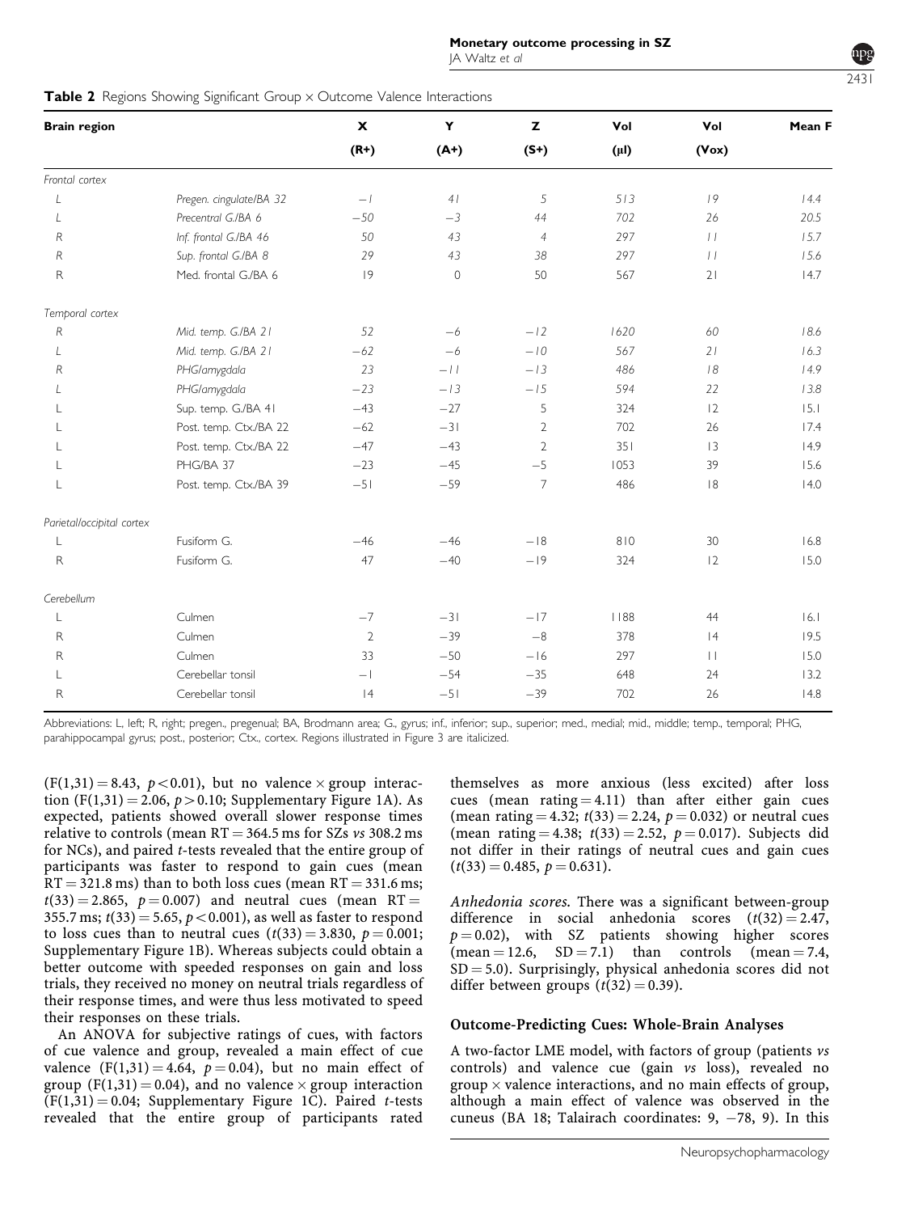**Table 2** Regions Showing Significant Group × Outcome Valence Interactions

| Brain region | | X (R+) | Y (A+) | Z (S+) | Vol (μl) | Vol (Vox) | Mean F |
|---|---|---|---|---|---|---|---|
| *Frontal cortex* | | | | | | | |
| *L* | *Pregen. cingulate/BA 32* | *−1* | *41* | *5* | *513* | *19* | *14.4* |
| *L* | *Precentral G./BA 6* | *−50* | *−3* | *44* | *702* | *26* | *20.5* |
| *R* | *Inf. frontal G./BA 46* | *50* | *43* | *4* | *297* | *11* | *15.7* |
| *R* | *Sup. frontal G./BA 8* | *29* | *43* | *38* | *297* | *11* | *15.6* |
| R | Med. frontal G./BA 6 | 19 | 0 | 50 | 567 | 21 | 14.7 |
| *Temporal cortex* | | | | | | | |
| *R* | *Mid. temp. G./BA 21* | *52* | *−6* | *−12* | *1620* | *60* | *18.6* |
| *L* | *Mid. temp. G./BA 21* | *−62* | *−6* | *−10* | *567* | *21* | *16.3* |
| *R* | *PHG/amygdala* | *23* | *−11* | *−13* | *486* | *18* | *14.9* |
| *L* | *PHG/amygdala* | *−23* | *−13* | *−15* | *594* | *22* | *13.8* |
| L | Sup. temp. G./BA 41 | −43 | −27 | 5 | 324 | 12 | 15.1 |
| L | Post. temp. Ctx./BA 22 | −62 | −31 | 2 | 702 | 26 | 17.4 |
| L | Post. temp. Ctx./BA 22 | −47 | −43 | 2 | 351 | 13 | 14.9 |
| L | PHG/BA 37 | −23 | −45 | −5 | 1053 | 39 | 15.6 |
| L | Post. temp. Ctx./BA 39 | −51 | −59 | 7 | 486 | 18 | 14.0 |
| *Parietal/occipital cortex* | | | | | | | |
| L | Fusiform G. | −46 | −46 | −18 | 810 | 30 | 16.8 |
| R | Fusiform G. | 47 | −40 | −19 | 324 | 12 | 15.0 |
| *Cerebellum* | | | | | | | |
| L | Culmen | −7 | −31 | −17 | 1188 | 44 | 16.1 |
| R | Culmen | 2 | −39 | −8 | 378 | 14 | 19.5 |
| R | Culmen | 33 | −50 | −16 | 297 | 11 | 15.0 |
| L | Cerebellar tonsil | −1 | −54 | −35 | 648 | 24 | 13.2 |
| R | Cerebellar tonsil | 14 | −51 | −39 | 702 | 26 | 14.8 |

Abbreviations: L, left; R, right; pregen., pregenual; BA, Brodmann area; G., gyrus; inf., inferior; sup., superior; med., medial; mid., middle; temp., temporal; PHG, parahippocampal gyrus; post., posterior; Ctx., cortex. Regions illustrated in Figure 3 are italicized.

($F(1,31) = 8.43$, $p < 0.01$), but no valence × group interaction ($F(1,31) = 2.06$, $p > 0.10$; Supplementary Figure 1A). As expected, patients showed overall slower response times relative to controls (mean RT = 364.5 ms for SZs *vs* 308.2 ms for NCs), and paired *t*-tests revealed that the entire group of participants was faster to respond to gain cues (mean RT = 321.8 ms) than to both loss cues (mean RT = 331.6 ms; $t(33) = 2.865$, $p = 0.007$) and neutral cues (mean RT = 355.7 ms; $t(33) = 5.65$, $p < 0.001$), as well as faster to respond to loss cues than to neutral cues ($t(33) = 3.830$, $p = 0.001$; Supplementary Figure 1B). Whereas subjects could obtain a better outcome with speeded responses on gain and loss trials, they received no money on neutral trials regardless of their response times, and were thus less motivated to speed their responses on these trials.

An ANOVA for subjective ratings of cues, with factors of cue valence and group, revealed a main effect of cue valence ($F(1,31) = 4.64$, $p = 0.04$), but no main effect of group ($F(1,31) = 0.04$), and no valence × group interaction ($F(1,31) = 0.04$; Supplementary Figure 1C). Paired *t*-tests revealed that the entire group of participants rated themselves as more anxious (less excited) after loss cues (mean rating = 4.11) than after either gain cues (mean rating = 4.32; $t(33) = 2.24$, $p = 0.032$) or neutral cues (mean rating = 4.38; $t(33) = 2.52$, $p = 0.017$). Subjects did not differ in their ratings of neutral cues and gain cues ($t(33) = 0.485$, $p = 0.631$).

*Anhedonia scores.* There was a significant between-group difference in social anhedonia scores ($t(32) = 2.47$, $p = 0.02$), with SZ patients showing higher scores (mean = 12.6, SD = 7.1) than controls (mean = 7.4, SD = 5.0). Surprisingly, physical anhedonia scores did not differ between groups ($t(32) = 0.39$).

### Outcome-Predicting Cues: Whole-Brain Analyses

A two-factor LME model, with factors of group (patients *vs* controls) and valence cue (gain *vs* loss), revealed no group × valence interactions, and no main effects of group, although a main effect of valence was observed in the cuneus (BA 18; Talairach coordinates: 9, −78, 9). In this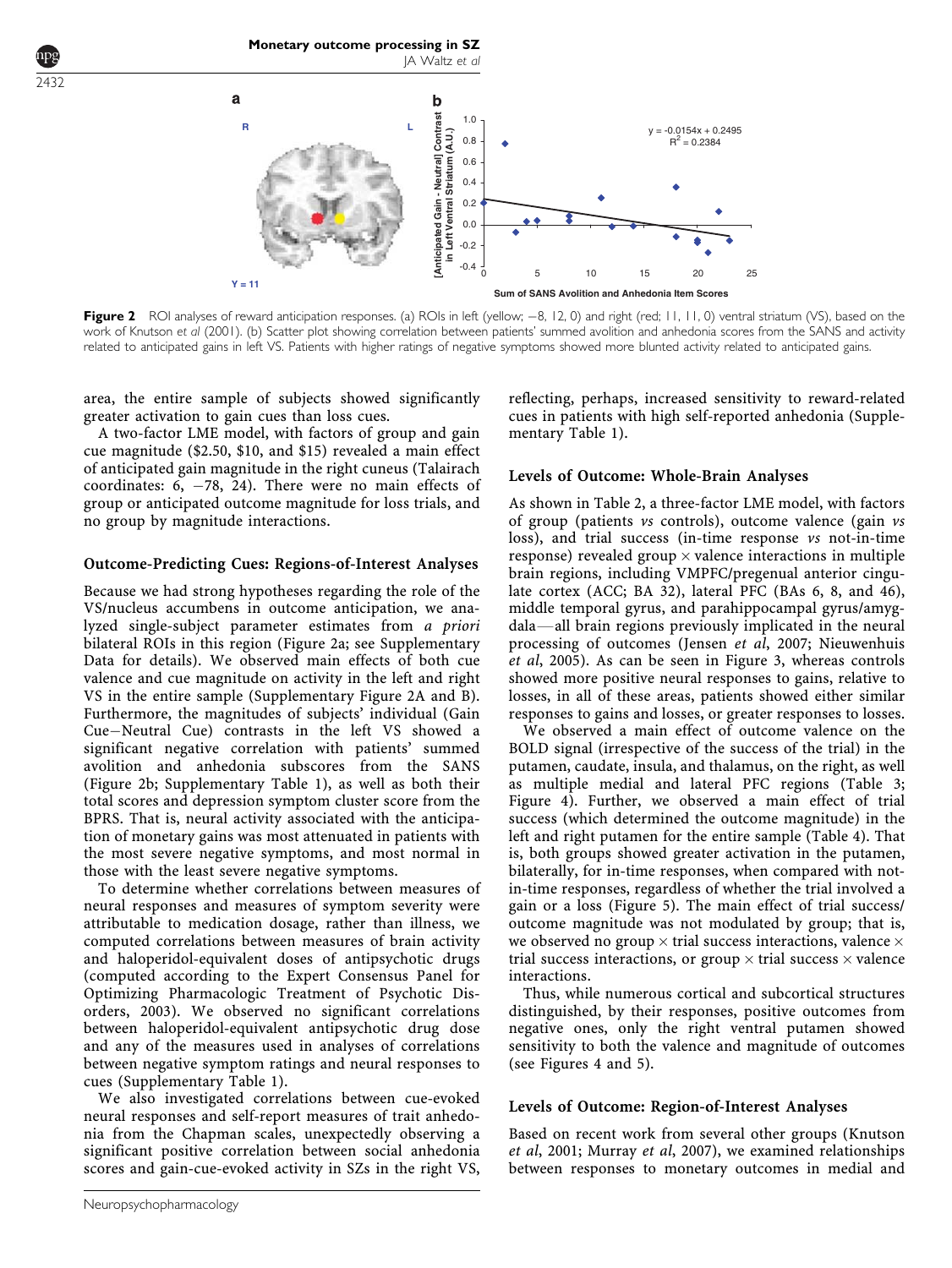**Figure 2** ROI analyses of reward anticipation responses. (a) ROIs in left (yellow; −8, 12, 0) and right (red; 11, 11, 0) ventral striatum (VS), based on the work of Knutson *et al* (2001). (b) Scatter plot showing correlation between patients' summed avolition and anhedonia scores from the SANS and activity related to anticipated gains in left VS. Patients with higher ratings of negative symptoms showed more blunted activity related to anticipated gains.

area, the entire sample of subjects showed significantly greater activation to gain cues than loss cues.

A two-factor LME model, with factors of group and gain cue magnitude ($2.50, $10, and $15) revealed a main effect of anticipated gain magnitude in the right cuneus (Talairach coordinates: 6, −78, 24). There were no main effects of group or anticipated outcome magnitude for loss trials, and no group by magnitude interactions.

### Outcome-Predicting Cues: Regions-of-Interest Analyses

Because we had strong hypotheses regarding the role of the VS/nucleus accumbens in outcome anticipation, we analyzed single-subject parameter estimates from *a priori* bilateral ROIs in this region (Figure 2a; see Supplementary Data for details). We observed main effects of both cue valence and cue magnitude on activity in the left and right VS in the entire sample (Supplementary Figure 2A and B). Furthermore, the magnitudes of subjects' individual (Gain Cue−Neutral Cue) contrasts in the left VS showed a significant negative correlation with patients' summed avolition and anhedonia subscores from the SANS (Figure 2b; Supplementary Table 1), as well as both their total scores and depression symptom cluster score from the BPRS. That is, neural activity associated with the anticipation of monetary gains was most attenuated in patients with the most severe negative symptoms, and most normal in those with the least severe negative symptoms.

To determine whether correlations between measures of neural responses and measures of symptom severity were attributable to medication dosage, rather than illness, we computed correlations between measures of brain activity and haloperidol-equivalent doses of antipsychotic drugs (computed according to the Expert Consensus Panel for Optimizing Pharmacologic Treatment of Psychotic Disorders, 2003). We observed no significant correlations between haloperidol-equivalent antipsychotic drug dose and any of the measures used in analyses of correlations between negative symptom ratings and neural responses to cues (Supplementary Table 1).

We also investigated correlations between cue-evoked neural responses and self-report measures of trait anhedonia from the Chapman scales, unexpectedly observing a significant positive correlation between social anhedonia scores and gain-cue-evoked activity in SZs in the right VS, reflecting, perhaps, increased sensitivity to reward-related cues in patients with high self-reported anhedonia (Supplementary Table 1).

### Levels of Outcome: Whole-Brain Analyses

As shown in Table 2, a three-factor LME model, with factors of group (patients *vs* controls), outcome valence (gain *vs* loss), and trial success (in-time response *vs* not-in-time response) revealed group × valence interactions in multiple brain regions, including VMPFC/pregenual anterior cingulate cortex (ACC; BA 32), lateral PFC (BAs 6, 8, and 46), middle temporal gyrus, and parahippocampal gyrus/amygdala—all brain regions previously implicated in the neural processing of outcomes (Jensen *et al*, 2007; Nieuwenhuis *et al*, 2005). As can be seen in Figure 3, whereas controls showed more positive neural responses to gains, relative to losses, in all of these areas, patients showed either similar responses to gains and losses, or greater responses to losses.

We observed a main effect of outcome valence on the BOLD signal (irrespective of the success of the trial) in the putamen, caudate, insula, and thalamus, on the right, as well as multiple medial and lateral PFC regions (Table 3; Figure 4). Further, we observed a main effect of trial success (which determined the outcome magnitude) in the left and right putamen for the entire sample (Table 4). That is, both groups showed greater activation in the putamen, bilaterally, for in-time responses, when compared with not-in-time responses, regardless of whether the trial involved a gain or a loss (Figure 5). The main effect of trial success/outcome magnitude was not modulated by group; that is, we observed no group × trial success interactions, valence × trial success interactions, or group × trial success × valence interactions.

Thus, while numerous cortical and subcortical structures distinguished, by their responses, positive outcomes from negative ones, only the right ventral putamen showed sensitivity to both the valence and magnitude of outcomes (see Figures 4 and 5).

### Levels of Outcome: Region-of-Interest Analyses

Based on recent work from several other groups (Knutson *et al*, 2001; Murray *et al*, 2007), we examined relationships between responses to monetary outcomes in medial and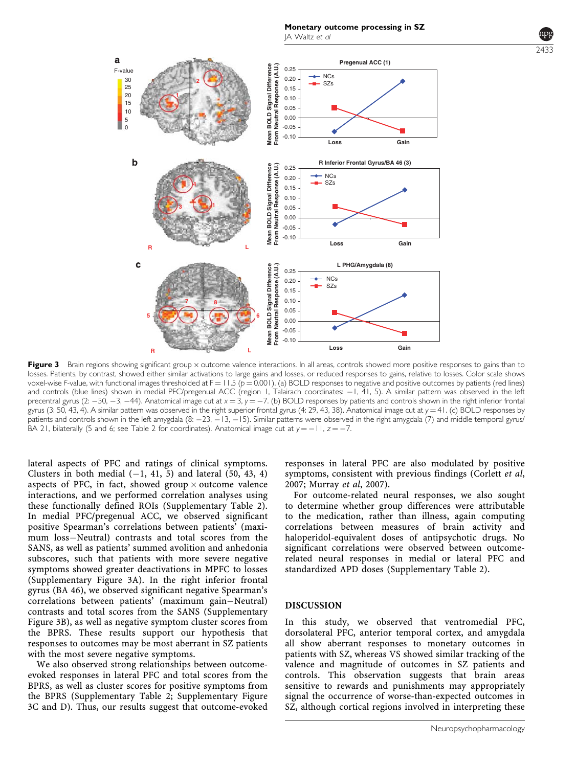**Figure 3** Brain regions showing significant group × outcome valence interactions. In all areas, controls showed more positive responses to gains than to losses. Patients, by contrast, showed either similar activations to large gains and losses, or reduced responses to gains, relative to losses. Color scale shows voxel-wise *F*-value, with functional images thresholded at F = 11.5 ($p = 0.001$). (a) BOLD responses to negative and positive outcomes by patients (red lines) and controls (blue lines) shown in medial PFC/pregenual ACC (region 1, Talairach coordinates: −1, 41, 5). A similar pattern was observed in the left precentral gyrus (2: −50, −3, −44). Anatomical image cut at $x = 3$, $y = -7$. (b) BOLD responses by patients and controls shown in the right inferior frontal gyrus (3: 50, 43, 4). A similar pattern was observed in the right superior frontal gyrus (4: 29, 43, 38). Anatomical image cut at $y = 41$. (c) BOLD responses by patients and controls shown in the left amygdala (8: −23, −13, −15). Similar patterns were observed in the right amygdala (7) and middle temporal gyrus/BA 21, bilaterally (5 and 6; see Table 2 for coordinates). Anatomical image cut at $y = -11$, $z = -7$.

lateral aspects of PFC and ratings of clinical symptoms. Clusters in both medial (−1, 41, 5) and lateral (50, 43, 4) aspects of PFC, in fact, showed group × outcome valence interactions, and we performed correlation analyses using these functionally defined ROIs (Supplementary Table 2). In medial PFC/pregenual ACC, we observed significant positive Spearman's correlations between patients' (maximum loss−Neutral) contrasts and total scores from the SANS, as well as patients' summed avolition and anhedonia subscores, such that patients with more severe negative symptoms showed greater deactivations in MPFC to losses (Supplementary Figure 3A). In the right inferior frontal gyrus (BA 46), we observed significant negative Spearman's correlations between patients' (maximum gain−Neutral) contrasts and total scores from the SANS (Supplementary Figure 3B), as well as negative symptom cluster scores from the BPRS. These results support our hypothesis that responses to outcomes may be most aberrant in SZ patients with the most severe negative symptoms.

We also observed strong relationships between outcome-evoked responses in lateral PFC and total scores from the BPRS, as well as cluster scores for positive symptoms from the BPRS (Supplementary Table 2; Supplementary Figure 3C and D). Thus, our results suggest that outcome-evoked responses in lateral PFC are also modulated by positive symptoms, consistent with previous findings (Corlett *et al*, 2007; Murray *et al*, 2007).

For outcome-related neural responses, we also sought to determine whether group differences were attributable to the medication, rather than illness, again computing correlations between measures of brain activity and haloperidol-equivalent doses of antipsychotic drugs. No significant correlations were observed between outcome-related neural responses in medial or lateral PFC and standardized APD doses (Supplementary Table 2).

## DISCUSSION

In this study, we observed that ventromedial PFC, dorsolateral PFC, anterior temporal cortex, and amygdala all show aberrant responses to monetary outcomes in patients with SZ, whereas VS showed similar tracking of the valence and magnitude of outcomes in SZ patients and controls. This observation suggests that brain areas sensitive to rewards and punishments may appropriately signal the occurrence of worse-than-expected outcomes in SZ, although cortical regions involved in interpreting these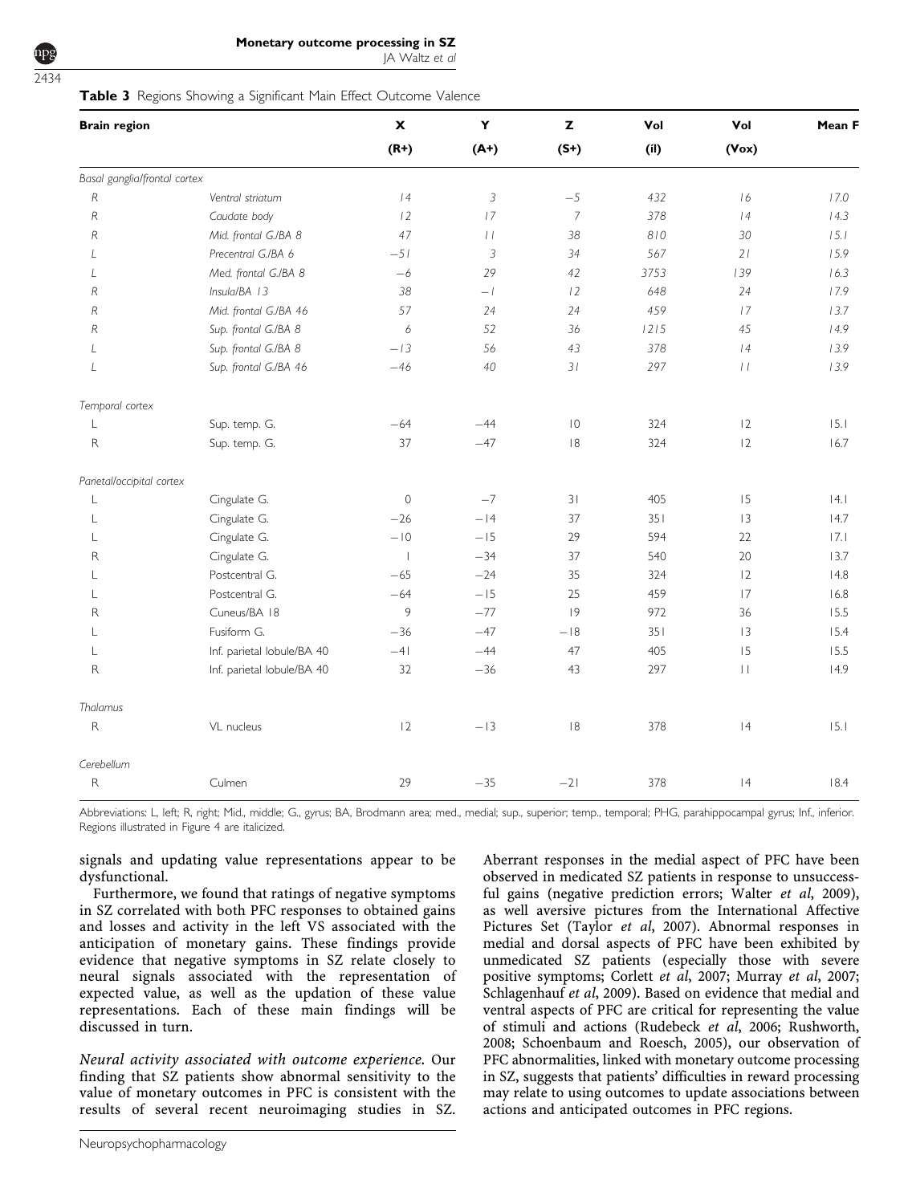**Table 3** Regions Showing a Significant Main Effect Outcome Valence

| Brain region | | X (R+) | Y (A+) | Z (S+) | Vol (μl) | Vol (Vox) | Mean F |
|---|---|---|---|---|---|---|---|
| *Basal ganglia/frontal cortex* | | | | | | | |
| *R* | *Ventral striatum* | *14* | *3* | *−5* | *432* | *16* | *17.0* |
| *R* | *Caudate body* | *12* | *17* | *7* | *378* | *14* | *14.3* |
| *R* | *Mid. frontal G./BA 8* | *47* | *11* | *38* | *810* | *30* | *15.1* |
| *L* | *Precentral G./BA 6* | *−51* | *3* | *34* | *567* | *21* | *15.9* |
| *L* | *Med. frontal G./BA 8* | *−6* | *29* | *42* | *3753* | *139* | *16.3* |
| *R* | *Insula/BA 13* | *38* | *−1* | *12* | *648* | *24* | *17.9* |
| *R* | *Mid. frontal G./BA 46* | *57* | *24* | *24* | *459* | *17* | *13.7* |
| *R* | *Sup. frontal G./BA 8* | *6* | *52* | *36* | *1215* | *45* | *14.9* |
| *L* | *Sup. frontal G./BA 8* | *−13* | *56* | *43* | *378* | *14* | *13.9* |
| *L* | *Sup. frontal G./BA 46* | *−46* | *40* | *31* | *297* | *11* | *13.9* |
| *Temporal cortex* | | | | | | | |
| L | Sup. temp. G. | −64 | −44 | 10 | 324 | 12 | 15.1 |
| R | Sup. temp. G. | 37 | −47 | 18 | 324 | 12 | 16.7 |
| *Parietal/occipital cortex* | | | | | | | |
| L | Cingulate G. | 0 | −7 | 31 | 405 | 15 | 14.1 |
| L | Cingulate G. | −26 | −14 | 37 | 351 | 13 | 14.7 |
| L | Cingulate G. | −10 | −15 | 29 | 594 | 22 | 17.1 |
| R | Cingulate G. | 1 | −34 | 37 | 540 | 20 | 13.7 |
| L | Postcentral G. | −65 | −24 | 35 | 324 | 12 | 14.8 |
| L | Postcentral G. | −64 | −15 | 25 | 459 | 17 | 16.8 |
| R | Cuneus/BA 18 | 9 | −77 | 19 | 972 | 36 | 15.5 |
| L | Fusiform G. | −36 | −47 | −18 | 351 | 13 | 15.4 |
| L | Inf. parietal lobule/BA 40 | −41 | −44 | 47 | 405 | 15 | 15.5 |
| R | Inf. parietal lobule/BA 40 | 32 | −36 | 43 | 297 | 11 | 14.9 |
| *Thalamus* | | | | | | | |
| R | VL nucleus | 12 | −13 | 18 | 378 | 14 | 15.1 |
| *Cerebellum* | | | | | | | |
| R | Culmen | 29 | −35 | −21 | 378 | 14 | 18.4 |

Abbreviations: L, left; R, right; Mid., middle; G., gyrus; BA, Brodmann area; med., medial; sup., superior; temp., temporal; PHG, parahippocampal gyrus; Inf., inferior. Regions illustrated in Figure 4 are italicized.

signals and updating value representations appear to be dysfunctional.

Furthermore, we found that ratings of negative symptoms in SZ correlated with both PFC responses to obtained gains and losses and activity in the left VS associated with the anticipation of monetary gains. These findings provide evidence that negative symptoms in SZ relate closely to neural signals associated with the representation of expected value, as well as the updation of these value representations. Each of these main findings will be discussed in turn.

*Neural activity associated with outcome experience.* Our finding that SZ patients show abnormal sensitivity to the value of monetary outcomes in PFC is consistent with the results of several recent neuroimaging studies in SZ. Aberrant responses in the medial aspect of PFC have been observed in medicated SZ patients in response to unsuccessful gains (negative prediction errors; Walter *et al*, 2009), as well aversive pictures from the International Affective Pictures Set (Taylor *et al*, 2007). Abnormal responses in medial and dorsal aspects of PFC have been exhibited by unmedicated SZ patients (especially those with severe positive symptoms; Corlett *et al*, 2007; Murray *et al*, 2007; Schlagenhauf *et al*, 2009). Based on evidence that medial and ventral aspects of PFC are critical for representing the value of stimuli and actions (Rudebeck *et al*, 2006; Rushworth, 2008; Schoenbaum and Roesch, 2005), our observation of PFC abnormalities, linked with monetary outcome processing in SZ, suggests that patients' difficulties in reward processing may relate to using outcomes to update associations between actions and anticipated outcomes in PFC regions.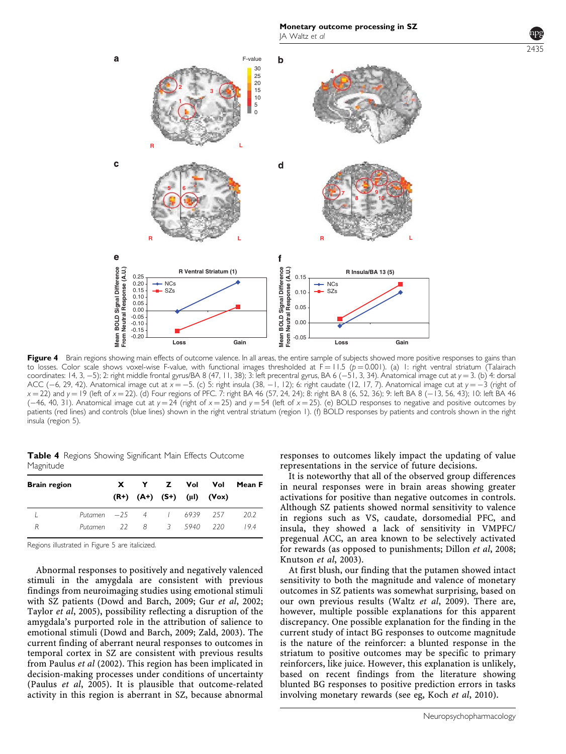**Figure 4** Brain regions showing main effects of outcome valence. In all areas, the entire sample of subjects showed more positive responses to gains than to losses. Color scale shows voxel-wise F-value, with functional images thresholded at F = 11.5 ($p = 0.001$). (a) 1: right ventral striatum (Talairach coordinates: 14, 3, −5); 2: right middle frontal gyrus/BA 8 (47, 11, 38); 3: left precentral gyrus, BA 6 (−51, 3, 34). Anatomical image cut at $y = 3$. (b) 4: dorsal ACC (−6, 29, 42). Anatomical image cut at $x = -5$. (c) 5: right insula (38, −1, 12); 6: right caudate (12, 17, 7). Anatomical image cut at $y = -3$ (right of $x = 22$) and $y = 19$ (left of $x = 22$). (d) Four regions of PFC. 7: right BA 46 (57, 24, 24); 8: right BA 8 (6, 52, 36); 9: left BA 8 (−13, 56, 43); 10: left BA 46 (−46, 40, 31). Anatomical image cut at $y = 24$ (right of $x = 25$) and $y = 54$ (left of $x = 25$). (e) BOLD responses to negative and positive outcomes by patients (red lines) and controls (blue lines) shown in the right ventral striatum (region 1). (f) BOLD responses by patients and controls shown in the right insula (region 5).

**Table 4** Regions Showing Significant Main Effects Outcome Magnitude

| Brain region | | X (R+) | Y (A+) | Z (S+) | Vol (µl) | Vol (Vox) | Mean F |
|---|---|---|---|---|---|---|---|
| L | *Putamen* | *−25* | *4* | *1* | *6939* | *257* | *20.2* |
| R | *Putamen* | *22* | *8* | *3* | *5940* | *220* | *19.4* |

Regions illustrated in Figure 5 are italicized.

Abnormal responses to positively and negatively valenced stimuli in the amygdala are consistent with previous findings from neuroimaging studies using emotional stimuli with SZ patients (Dowd and Barch, 2009; Gur *et al*, 2002; Taylor *et al*, 2005), possibility reflecting a disruption of the amygdala's purported role in the attribution of salience to emotional stimuli (Dowd and Barch, 2009; Zald, 2003). The current finding of aberrant neural responses to outcomes in temporal cortex in SZ are consistent with previous results from Paulus *et al* (2002). This region has been implicated in decision-making processes under conditions of uncertainty (Paulus *et al*, 2005). It is plausible that outcome-related activity in this region is aberrant in SZ, because abnormal responses to outcomes likely impact the updating of value representations in the service of future decisions.

It is noteworthy that all of the observed group differences in neural responses were in brain areas showing greater activations for positive than negative outcomes in controls. Although SZ patients showed normal sensitivity to valence in regions such as VS, caudate, dorsomedial PFC, and insula, they showed a lack of sensitivity in VMPFC/pregenual ACC, an area known to be selectively activated for rewards (as opposed to punishments; Dillon *et al*, 2008; Knutson *et al*, 2003).

At first blush, our finding that the putamen showed intact sensitivity to both the magnitude and valence of monetary outcomes in SZ patients was somewhat surprising, based on our own previous results (Waltz *et al*, 2009). There are, however, multiple possible explanations for this apparent discrepancy. One possible explanation for the finding in the current study of intact BG responses to outcome magnitude is the nature of the reinforcer: a blunted response in the striatum to positive outcomes may be specific to primary reinforcers, like juice. However, this explanation is unlikely, based on recent findings from the literature showing blunted BG responses to positive prediction errors in tasks involving monetary rewards (see eg, Koch *et al*, 2010).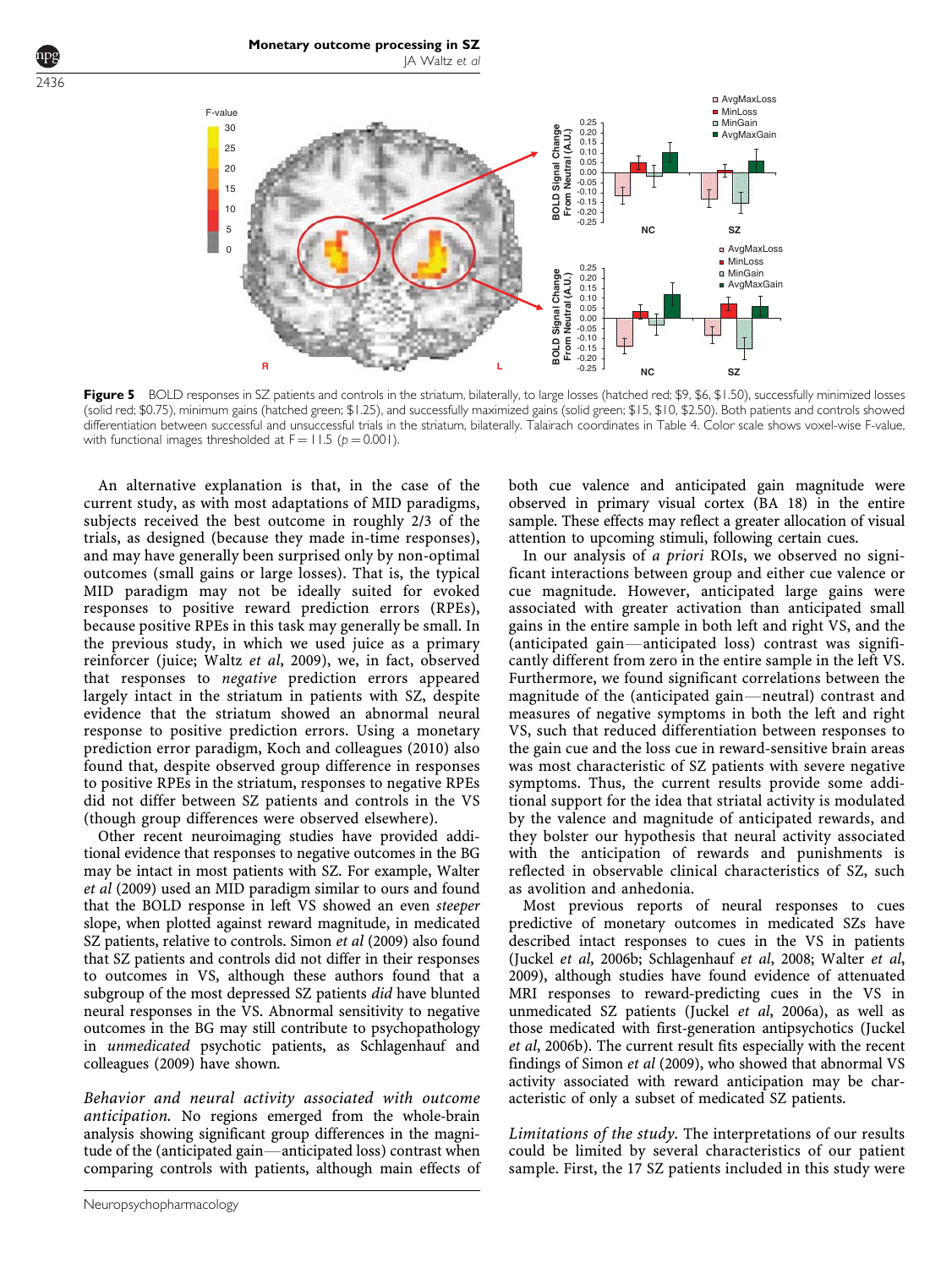**Figure 5** BOLD responses in SZ patients and controls in the striatum, bilaterally, to large losses (hatched red; \$9, \$6, \$1.50), successfully minimized losses (solid red; \$0.75), minimum gains (hatched green; \$1.25), and successfully maximized gains (solid green; \$15, \$10, \$2.50). Both patients and controls showed differentiation between successful and unsuccessful trials in the striatum, bilaterally. Talairach coordinates in Table 4. Color scale shows voxel-wise F-value, with functional images thresholded at F = 11.5 ($p = 0.001$).

An alternative explanation is that, in the case of the current study, as with most adaptations of MID paradigms, subjects received the best outcome in roughly 2/3 of the trials, as designed (because they made in-time responses), and may have generally been surprised only by non-optimal outcomes (small gains or large losses). That is, the typical MID paradigm may not be ideally suited for evoked responses to positive reward prediction errors (RPEs), because positive RPEs in this task may generally be small. In the previous study, in which we used juice as a primary reinforcer (juice; Waltz *et al*, 2009), we, in fact, observed that responses to *negative* prediction errors appeared largely intact in the striatum in patients with SZ, despite evidence that the striatum showed an abnormal neural response to positive prediction errors. Using a monetary prediction error paradigm, Koch and colleagues (2010) also found that, despite observed group difference in responses to positive RPEs in the striatum, responses to negative RPEs did not differ between SZ patients and controls in the VS (though group differences were observed elsewhere).

Other recent neuroimaging studies have provided additional evidence that responses to negative outcomes in the BG may be intact in most patients with SZ. For example, Walter *et al* (2009) used an MID paradigm similar to ours and found that the BOLD response in left VS showed an even *steeper* slope, when plotted against reward magnitude, in medicated SZ patients, relative to controls. Simon *et al* (2009) also found that SZ patients and controls did not differ in their responses to outcomes in VS, although these authors found that a subgroup of the most depressed SZ patients *did* have blunted neural responses in the VS. Abnormal sensitivity to negative outcomes in the BG may still contribute to psychopathology in *unmedicated* psychotic patients, as Schlagenhauf and colleagues (2009) have shown.

*Behavior and neural activity associated with outcome anticipation.* No regions emerged from the whole-brain analysis showing significant group differences in the magnitude of the (anticipated gain—anticipated loss) contrast when comparing controls with patients, although main effects of both cue valence and anticipated gain magnitude were observed in primary visual cortex (BA 18) in the entire sample. These effects may reflect a greater allocation of visual attention to upcoming stimuli, following certain cues.

In our analysis of *a priori* ROIs, we observed no significant interactions between group and either cue valence or cue magnitude. However, anticipated large gains were associated with greater activation than anticipated small gains in the entire sample in both left and right VS, and the (anticipated gain—anticipated loss) contrast was significantly different from zero in the entire sample in the left VS. Furthermore, we found significant correlations between the magnitude of the (anticipated gain—neutral) contrast and measures of negative symptoms in both the left and right VS, such that reduced differentiation between responses to the gain cue and the loss cue in reward-sensitive brain areas was most characteristic of SZ patients with severe negative symptoms. Thus, the current results provide some additional support for the idea that striatal activity is modulated by the valence and magnitude of anticipated rewards, and they bolster our hypothesis that neural activity associated with the anticipation of rewards and punishments is reflected in observable clinical characteristics of SZ, such as avolition and anhedonia.

Most previous reports of neural responses to cues predictive of monetary outcomes in medicated SZs have described intact responses to cues in the VS in patients (Juckel *et al*, 2006b; Schlagenhauf *et al*, 2008; Walter *et al*, 2009), although studies have found evidence of attenuated MRI responses to reward-predicting cues in the VS in unmedicated SZ patients (Juckel *et al*, 2006a), as well as those medicated with first-generation antipsychotics (Juckel *et al*, 2006b). The current result fits especially with the recent findings of Simon *et al* (2009), who showed that abnormal VS activity associated with reward anticipation may be characteristic of only a subset of medicated SZ patients.

*Limitations of the study.* The interpretations of our results could be limited by several characteristics of our patient sample. First, the 17 SZ patients included in this study were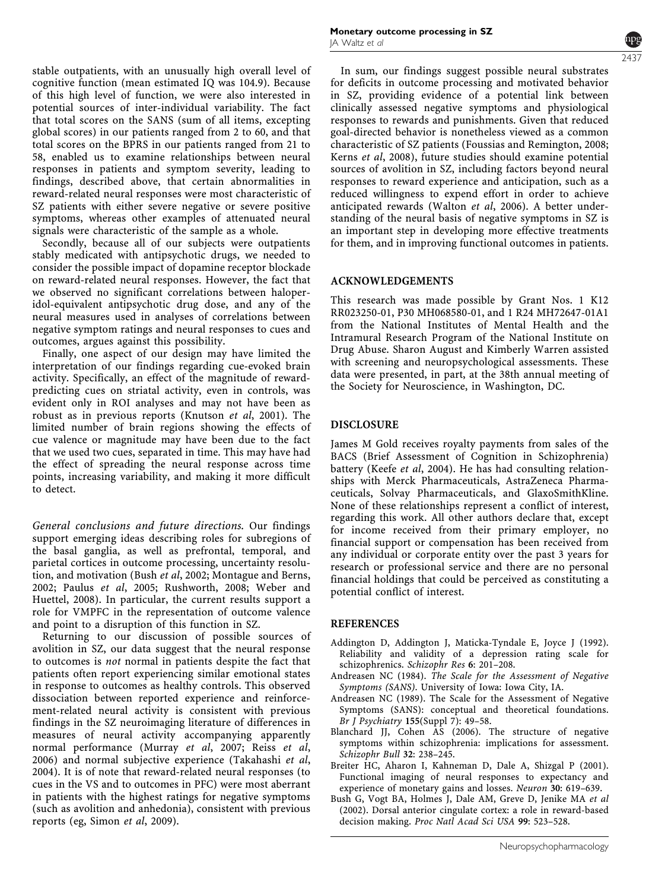stable outpatients, with an unusually high overall level of cognitive function (mean estimated IQ was 104.9). Because of this high level of function, we were also interested in potential sources of inter-individual variability. The fact that total scores on the SANS (sum of all items, excepting global scores) in our patients ranged from 2 to 60, and that total scores on the BPRS in our patients ranged from 21 to 58, enabled us to examine relationships between neural responses in patients and symptom severity, leading to findings, described above, that certain abnormalities in reward-related neural responses were most characteristic of SZ patients with either severe negative or severe positive symptoms, whereas other examples of attenuated neural signals were characteristic of the sample as a whole.

Secondly, because all of our subjects were outpatients stably medicated with antipsychotic drugs, we needed to consider the possible impact of dopamine receptor blockade on reward-related neural responses. However, the fact that we observed no significant correlations between haloperidol-equivalent antipsychotic drug dose, and any of the neural measures used in analyses of correlations between negative symptom ratings and neural responses to cues and outcomes, argues against this possibility.

Finally, one aspect of our design may have limited the interpretation of our findings regarding cue-evoked brain activity. Specifically, an effect of the magnitude of reward-predicting cues on striatal activity, even in controls, was evident only in ROI analyses and may not have been as robust as in previous reports (Knutson *et al*, 2001). The limited number of brain regions showing the effects of cue valence or magnitude may have been due to the fact that we used two cues, separated in time. This may have had the effect of spreading the neural response across time points, increasing variability, and making it more difficult to detect.

*General conclusions and future directions.* Our findings support emerging ideas describing roles for subregions of the basal ganglia, as well as prefrontal, temporal, and parietal cortices in outcome processing, uncertainty resolution, and motivation (Bush *et al*, 2002; Montague and Berns, 2002; Paulus *et al*, 2005; Rushworth, 2008; Weber and Huettel, 2008). In particular, the current results support a role for VMPFC in the representation of outcome valence and point to a disruption of this function in SZ.

Returning to our discussion of possible sources of avolition in SZ, our data suggest that the neural response to outcomes is *not* normal in patients despite the fact that patients often report experiencing similar emotional states in response to outcomes as healthy controls. This observed dissociation between reported experience and reinforcement-related neural activity is consistent with previous findings in the SZ neuroimaging literature of differences in measures of neural activity accompanying apparently normal performance (Murray *et al*, 2007; Reiss *et al*, 2006) and normal subjective experience (Takahashi *et al*, 2004). It is of note that reward-related neural responses (to cues in the VS and to outcomes in PFC) were most aberrant in patients with the highest ratings for negative symptoms (such as avolition and anhedonia), consistent with previous reports (eg, Simon *et al*, 2009).

In sum, our findings suggest possible neural substrates for deficits in outcome processing and motivated behavior in SZ, providing evidence of a potential link between clinically assessed negative symptoms and physiological responses to rewards and punishments. Given that reduced goal-directed behavior is nonetheless viewed as a common characteristic of SZ patients (Foussias and Remington, 2008; Kerns *et al*, 2008), future studies should examine potential sources of avolition in SZ, including factors beyond neural responses to reward experience and anticipation, such as a reduced willingness to expend effort in order to achieve anticipated rewards (Walton *et al*, 2006). A better understanding of the neural basis of negative symptoms in SZ is an important step in developing more effective treatments for them, and in improving functional outcomes in patients.

## ACKNOWLEDGEMENTS

This research was made possible by Grant Nos. 1 K12 RR023250-01, P30 MH068580-01, and 1 R24 MH72647-01A1 from the National Institutes of Mental Health and the Intramural Research Program of the National Institute on Drug Abuse. Sharon August and Kimberly Warren assisted with screening and neuropsychological assessments. These data were presented, in part, at the 38th annual meeting of the Society for Neuroscience, in Washington, DC.

## DISCLOSURE

James M Gold receives royalty payments from sales of the BACS (Brief Assessment of Cognition in Schizophrenia) battery (Keefe *et al*, 2004). He has had consulting relationships with Merck Pharmaceuticals, AstraZeneca Pharmaceuticals, Solvay Pharmaceuticals, and GlaxoSmithKline. None of these relationships represent a conflict of interest, regarding this work. All other authors declare that, except for income received from their primary employer, no financial support or compensation has been received from any individual or corporate entity over the past 3 years for research or professional service and there are no personal financial holdings that could be perceived as constituting a potential conflict of interest.

## REFERENCES

Addington D, Addington J, Maticka-Tyndale E, Joyce J (1992). Reliability and validity of a depression rating scale for schizophrenics. *Schizophr Res* **6**: 201–208.

Andreasen NC (1984). *The Scale for the Assessment of Negative Symptoms (SANS)*. University of Iowa: Iowa City, IA.

Andreasen NC (1989). The Scale for the Assessment of Negative Symptoms (SANS): conceptual and theoretical foundations. *Br J Psychiatry* **155**(Suppl 7): 49–58.

Blanchard JJ, Cohen AS (2006). The structure of negative symptoms within schizophrenia: implications for assessment. *Schizophr Bull* **32**: 238–245.

Breiter HC, Aharon I, Kahneman D, Dale A, Shizgal P (2001). Functional imaging of neural responses to expectancy and experience of monetary gains and losses. *Neuron* **30**: 619–639.

Bush G, Vogt BA, Holmes J, Dale AM, Greve D, Jenike MA *et al* (2002). Dorsal anterior cingulate cortex: a role in reward-based decision making. *Proc Natl Acad Sci USA* **99**: 523–528.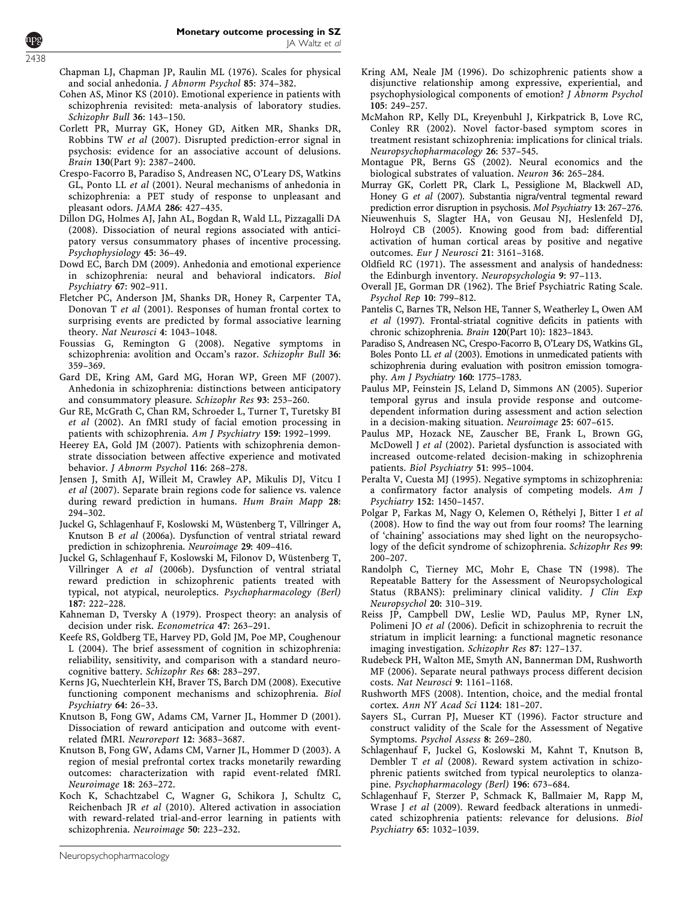Chapman LJ, Chapman JP, Raulin ML (1976). Scales for physical and social anhedonia. *J Abnorm Psychol* **85**: 374–382.

Cohen AS, Minor KS (2010). Emotional experience in patients with schizophrenia revisited: meta-analysis of laboratory studies. *Schizophr Bull* **36**: 143–150.

Corlett PR, Murray GK, Honey GD, Aitken MR, Shanks DR, Robbins TW *et al* (2007). Disrupted prediction-error signal in psychosis: evidence for an associative account of delusions. *Brain* **130**(Part 9): 2387–2400.

Crespo-Facorro B, Paradiso S, Andreasen NC, O'Leary DS, Watkins GL, Ponto LL *et al* (2001). Neural mechanisms of anhedonia in schizophrenia: a PET study of response to unpleasant and pleasant odors. *JAMA* **286**: 427–435.

Dillon DG, Holmes AJ, Jahn AL, Bogdan R, Wald LL, Pizzagalli DA (2008). Dissociation of neural regions associated with anticipatory versus consummatory phases of incentive processing. *Psychophysiology* **45**: 36–49.

Dowd EC, Barch DM (2009). Anhedonia and emotional experience in schizophrenia: neural and behavioral indicators. *Biol Psychiatry* **67**: 902–911.

Fletcher PC, Anderson JM, Shanks DR, Honey R, Carpenter TA, Donovan T *et al* (2001). Responses of human frontal cortex to surprising events are predicted by formal associative learning theory. *Nat Neurosci* **4**: 1043–1048.

Foussias G, Remington G (2008). Negative symptoms in schizophrenia: avolition and Occam's razor. *Schizophr Bull* **36**: 359–369.

Gard DE, Kring AM, Gard MG, Horan WP, Green MF (2007). Anhedonia in schizophrenia: distinctions between anticipatory and consummatory pleasure. *Schizophr Res* **93**: 253–260.

Gur RE, McGrath C, Chan RM, Schroeder L, Turner T, Turetsky BI *et al* (2002). An fMRI study of facial emotion processing in patients with schizophrenia. *Am J Psychiatry* **159**: 1992–1999.

Heerey EA, Gold JM (2007). Patients with schizophrenia demonstrate dissociation between affective experience and motivated behavior. *J Abnorm Psychol* **116**: 268–278.

Jensen J, Smith AJ, Willeit M, Crawley AP, Mikulis DJ, Vitcu I *et al* (2007). Separate brain regions code for salience vs. valence during reward prediction in humans. *Hum Brain Mapp* **28**: 294–302.

Juckel G, Schlagenhauf F, Koslowski M, Wüstenberg T, Villringer A, Knutson B *et al* (2006a). Dysfunction of ventral striatal reward prediction in schizophrenia. *Neuroimage* **29**: 409–416.

Juckel G, Schlagenhauf F, Koslowski M, Filonov D, Wüstenberg T, Villringer A *et al* (2006b). Dysfunction of ventral striatal reward prediction in schizophrenic patients treated with typical, not atypical, neuroleptics. *Psychopharmacology (Berl)* **187**: 222–228.

Kahneman D, Tversky A (1979). Prospect theory: an analysis of decision under risk. *Econometrica* **47**: 263–291.

Keefe RS, Goldberg TE, Harvey PD, Gold JM, Poe MP, Coughenour L (2004). The brief assessment of cognition in schizophrenia: reliability, sensitivity, and comparison with a standard neurocognitive battery. *Schizophr Res* **68**: 283–297.

Kerns JG, Nuechterlein KH, Braver TS, Barch DM (2008). Executive functioning component mechanisms and schizophrenia. *Biol Psychiatry* **64**: 26–33.

Knutson B, Fong GW, Adams CM, Varner JL, Hommer D (2001). Dissociation of reward anticipation and outcome with event-related fMRI. *Neuroreport* **12**: 3683–3687.

Knutson B, Fong GW, Adams CM, Varner JL, Hommer D (2003). A region of mesial prefrontal cortex tracks monetarily rewarding outcomes: characterization with rapid event-related fMRI. *Neuroimage* **18**: 263–272.

Koch K, Schachtzabel C, Wagner G, Schikora J, Schultz C, Reichenbach JR *et al* (2010). Altered activation in association with reward-related trial-and-error learning in patients with schizophrenia. *Neuroimage* **50**: 223–232.

Kring AM, Neale JM (1996). Do schizophrenic patients show a disjunctive relationship among expressive, experiential, and psychophysiological components of emotion? *J Abnorm Psychol* **105**: 249–257.

McMahon RP, Kelly DL, Kreyenbuhl J, Kirkpatrick B, Love RC, Conley RR (2002). Novel factor-based symptom scores in treatment resistant schizophrenia: implications for clinical trials. *Neuropsychopharmacology* **26**: 537–545.

Montague PR, Berns GS (2002). Neural economics and the biological substrates of valuation. *Neuron* **36**: 265–284.

Murray GK, Corlett PR, Clark L, Pessiglione M, Blackwell AD, Honey G *et al* (2007). Substantia nigra/ventral tegmental reward prediction error disruption in psychosis. *Mol Psychiatry* **13**: 267–276.

Nieuwenhuis S, Slagter HA, von Geusau NJ, Heslenfeld DJ, Holroyd CB (2005). Knowing good from bad: differential activation of human cortical areas by positive and negative outcomes. *Eur J Neurosci* **21**: 3161–3168.

Oldfield RC (1971). The assessment and analysis of handedness: the Edinburgh inventory. *Neuropsychologia* **9**: 97–113.

Overall JE, Gorman DR (1962). The Brief Psychiatric Rating Scale. *Psychol Rep* **10**: 799–812.

Pantelis C, Barnes TR, Nelson HE, Tanner S, Weatherley L, Owen AM *et al* (1997). Frontal-striatal cognitive deficits in patients with chronic schizophrenia. *Brain* **120**(Part 10): 1823–1843.

Paradiso S, Andreasen NC, Crespo-Facorro B, O'Leary DS, Watkins GL, Boles Ponto LL *et al* (2003). Emotions in unmedicated patients with schizophrenia during evaluation with positron emission tomography. *Am J Psychiatry* **160**: 1775–1783.

Paulus MP, Feinstein JS, Leland D, Simmons AN (2005). Superior temporal gyrus and insula provide response and outcome-dependent information during assessment and action selection in a decision-making situation. *Neuroimage* **25**: 607–615.

Paulus MP, Hozack NE, Zauscher BE, Frank L, Brown GG, McDowell J *et al* (2002). Parietal dysfunction is associated with increased outcome-related decision-making in schizophrenia patients. *Biol Psychiatry* **51**: 995–1004.

Peralta V, Cuesta MJ (1995). Negative symptoms in schizophrenia: a confirmatory factor analysis of competing models. *Am J Psychiatry* **152**: 1450–1457.

Polgar P, Farkas M, Nagy O, Kelemen O, Réthelyi J, Bitter I *et al* (2008). How to find the way out from four rooms? The learning of 'chaining' associations may shed light on the neuropsychology of the deficit syndrome of schizophrenia. *Schizophr Res* **99**: 200–207.

Randolph C, Tierney MC, Mohr E, Chase TN (1998). The Repeatable Battery for the Assessment of Neuropsychological Status (RBANS): preliminary clinical validity. *J Clin Exp Neuropsychol* **20**: 310–319.

Reiss JP, Campbell DW, Leslie WD, Paulus MP, Ryner LN, Polimeni JO *et al* (2006). Deficit in schizophrenia to recruit the striatum in implicit learning: a functional magnetic resonance imaging investigation. *Schizophr Res* **87**: 127–137.

Rudebeck PH, Walton ME, Smyth AN, Bannerman DM, Rushworth MF (2006). Separate neural pathways process different decision costs. *Nat Neurosci* **9**: 1161–1168.

Rushworth MFS (2008). Intention, choice, and the medial frontal cortex. *Ann NY Acad Sci* **1124**: 181–207.

Sayers SL, Curran PJ, Mueser KT (1996). Factor structure and construct validity of the Scale for the Assessment of Negative Symptoms. *Psychol Assess* **8**: 269–280.

Schlagenhauf F, Juckel G, Koslowski M, Kahnt T, Knutson B, Dembler T *et al* (2008). Reward system activation in schizophrenic patients switched from typical neuroleptics to olanzapine. *Psychopharmacology (Berl)* **196**: 673–684.

Schlagenhauf F, Sterzer P, Schmack K, Ballmaier M, Rapp M, Wrase J *et al* (2009). Reward feedback alterations in unmedicated schizophrenia patients: relevance for delusions. *Biol Psychiatry* **65**: 1032–1039.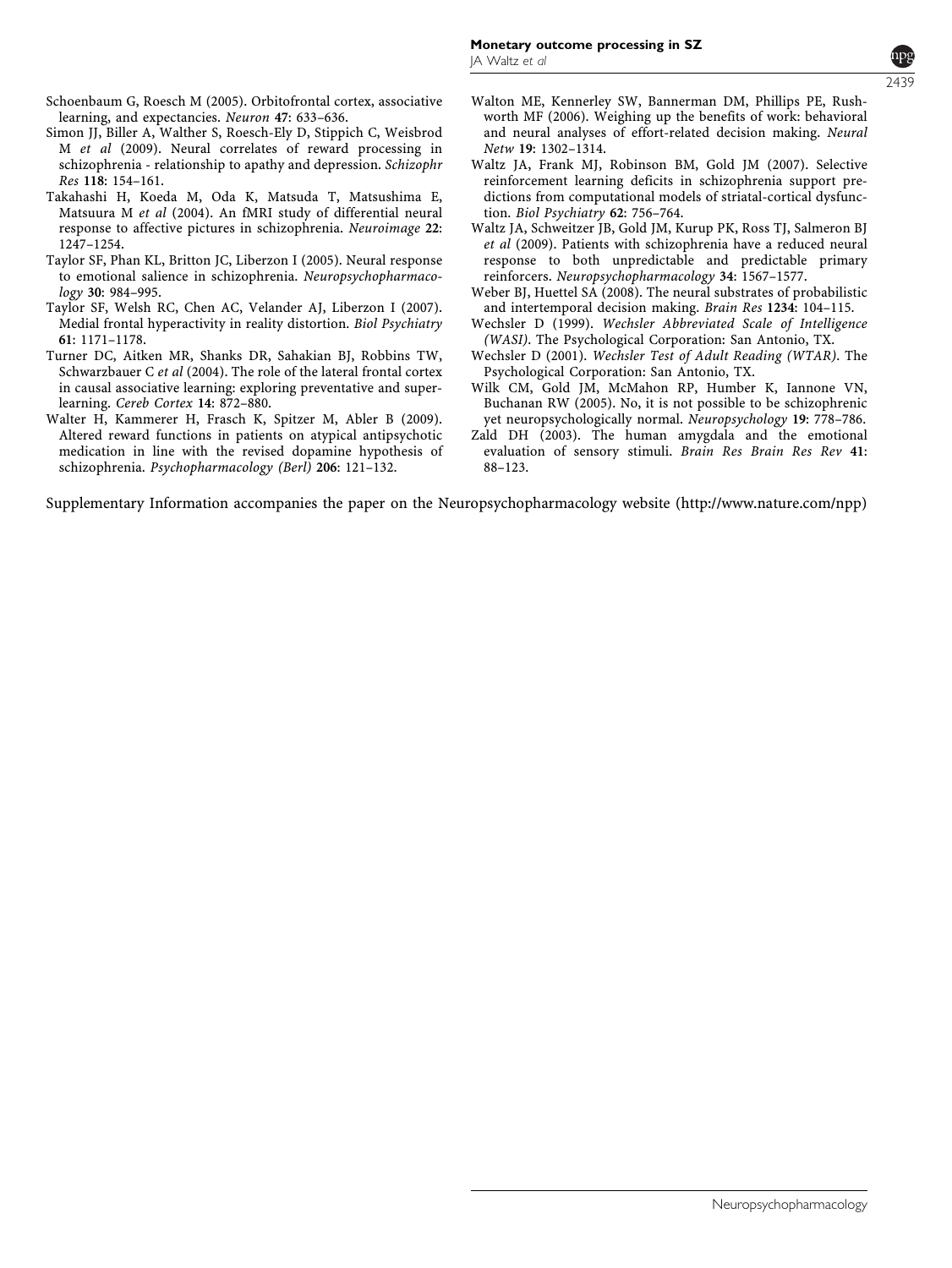Schoenbaum G, Roesch M (2005). Orbitofrontal cortex, associative learning, and expectancies. *Neuron* **47**: 633–636.

Simon JJ, Biller A, Walther S, Roesch-Ely D, Stippich C, Weisbrod M *et al* (2009). Neural correlates of reward processing in schizophrenia - relationship to apathy and depression. *Schizophr Res* **118**: 154–161.

Takahashi H, Koeda M, Oda K, Matsuda T, Matsushima E, Matsuura M *et al* (2004). An fMRI study of differential neural response to affective pictures in schizophrenia. *Neuroimage* **22**: 1247–1254.

Taylor SF, Phan KL, Britton JC, Liberzon I (2005). Neural response to emotional salience in schizophrenia. *Neuropsychopharmacology* **30**: 984–995.

Taylor SF, Welsh RC, Chen AC, Velander AJ, Liberzon I (2007). Medial frontal hyperactivity in reality distortion. *Biol Psychiatry* **61**: 1171–1178.

Turner DC, Aitken MR, Shanks DR, Sahakian BJ, Robbins TW, Schwarzbauer C *et al* (2004). The role of the lateral frontal cortex in causal associative learning: exploring preventative and super-learning. *Cereb Cortex* **14**: 872–880.

Walter H, Kammerer H, Frasch K, Spitzer M, Abler B (2009). Altered reward functions in patients on atypical antipsychotic medication in line with the revised dopamine hypothesis of schizophrenia. *Psychopharmacology (Berl)* **206**: 121–132.

Walton ME, Kennerley SW, Bannerman DM, Phillips PE, Rushworth MF (2006). Weighing up the benefits of work: behavioral and neural analyses of effort-related decision making. *Neural Netw* **19**: 1302–1314.

Waltz JA, Frank MJ, Robinson BM, Gold JM (2007). Selective reinforcement learning deficits in schizophrenia support predictions from computational models of striatal-cortical dysfunction. *Biol Psychiatry* **62**: 756–764.

Waltz JA, Schweitzer JB, Gold JM, Kurup PK, Ross TJ, Salmeron BJ *et al* (2009). Patients with schizophrenia have a reduced neural response to both unpredictable and predictable primary reinforcers. *Neuropsychopharmacology* **34**: 1567–1577.

Weber BJ, Huettel SA (2008). The neural substrates of probabilistic and intertemporal decision making. *Brain Res* **1234**: 104–115.

Wechsler D (1999). *Wechsler Abbreviated Scale of Intelligence (WASI)*. The Psychological Corporation: San Antonio, TX.

Wechsler D (2001). *Wechsler Test of Adult Reading (WTAR)*. The Psychological Corporation: San Antonio, TX.

Wilk CM, Gold JM, McMahon RP, Humber K, Iannone VN, Buchanan RW (2005). No, it is not possible to be schizophrenic yet neuropsychologically normal. *Neuropsychology* **19**: 778–786.

Zald DH (2003). The human amygdala and the emotional evaluation of sensory stimuli. *Brain Res Brain Res Rev* **41**: 88–123.

Supplementary Information accompanies the paper on the Neuropsychopharmacology website (http://www.nature.com/npp)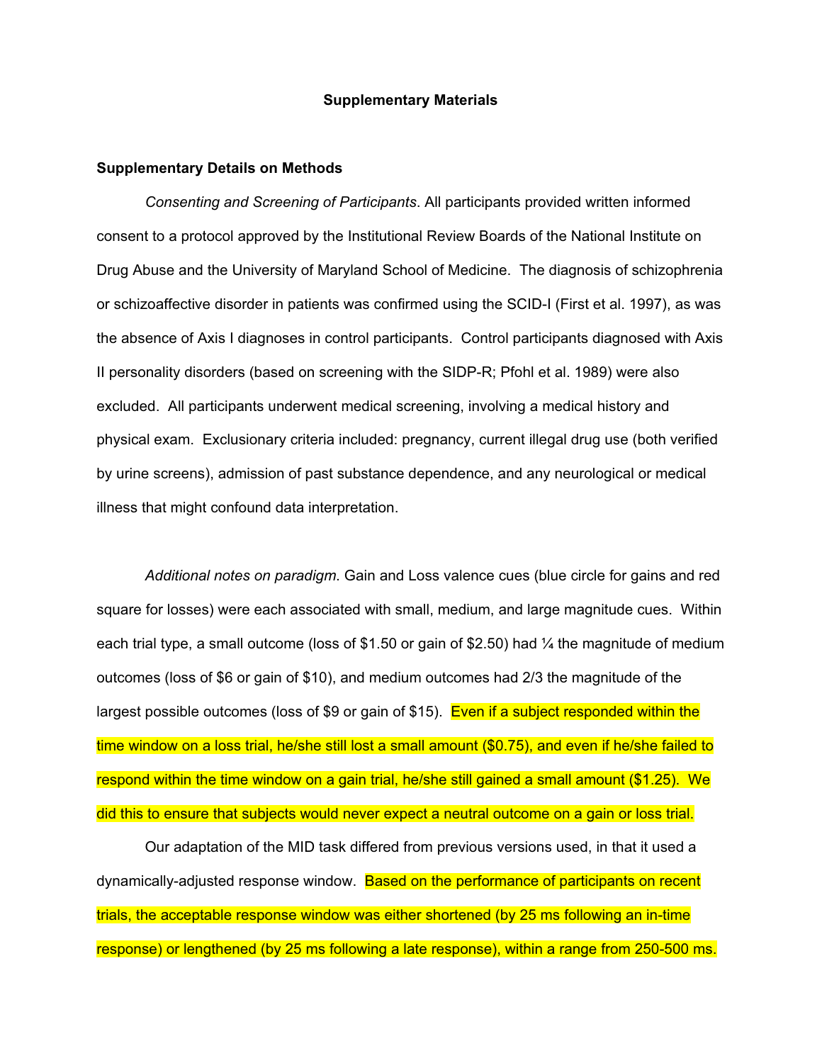# Supplementary Materials

## Supplementary Details on Methods

*Consenting and Screening of Participants*. All participants provided written informed consent to a protocol approved by the Institutional Review Boards of the National Institute on Drug Abuse and the University of Maryland School of Medicine. The diagnosis of schizophrenia or schizoaffective disorder in patients was confirmed using the SCID-I (First et al. 1997), as was the absence of Axis I diagnoses in control participants. Control participants diagnosed with Axis II personality disorders (based on screening with the SIDP-R; Pfohl et al. 1989) were also excluded. All participants underwent medical screening, involving a medical history and physical exam. Exclusionary criteria included: pregnancy, current illegal drug use (both verified by urine screens), admission of past substance dependence, and any neurological or medical illness that might confound data interpretation.

*Additional notes on paradigm*. Gain and Loss valence cues (blue circle for gains and red square for losses) were each associated with small, medium, and large magnitude cues. Within each trial type, a small outcome (loss of $1.50 or gain of $2.50) had ¼ the magnitude of medium outcomes (loss of $6 or gain of $10), and medium outcomes had 2/3 the magnitude of the largest possible outcomes (loss of $9 or gain of $15). Even if a subject responded within the time window on a loss trial, he/she still lost a small amount ($0.75), and even if he/she failed to respond within the time window on a gain trial, he/she still gained a small amount ($1.25). We did this to ensure that subjects would never expect a neutral outcome on a gain or loss trial.

Our adaptation of the MID task differed from previous versions used, in that it used a dynamically-adjusted response window. Based on the performance of participants on recent trials, the acceptable response window was either shortened (by 25 ms following an in-time response) or lengthened (by 25 ms following a late response), within a range from 250-500 ms.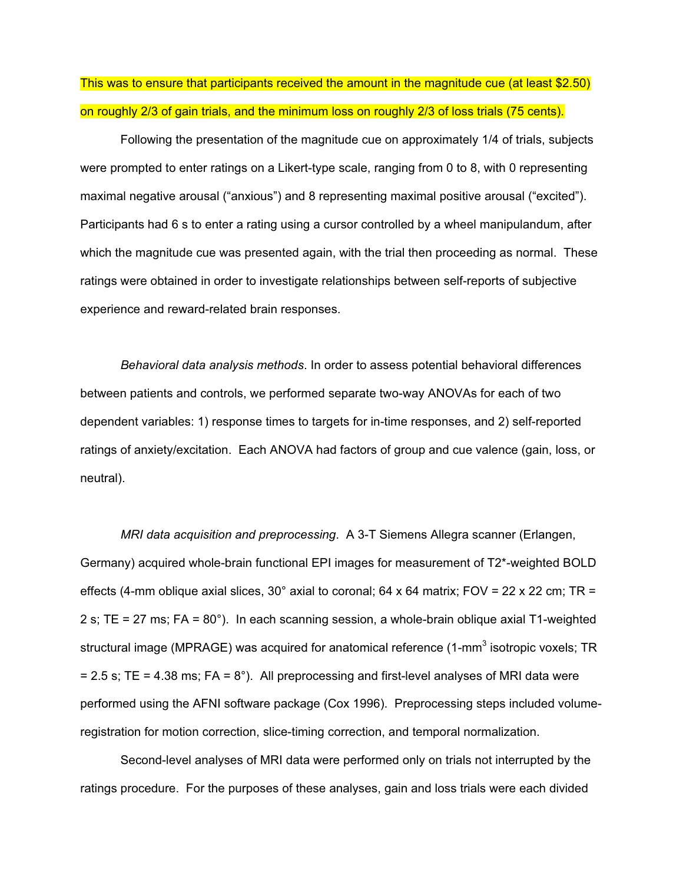This was to ensure that participants received the amount in the magnitude cue (at least $2.50) on roughly 2/3 of gain trials, and the minimum loss on roughly 2/3 of loss trials (75 cents).

Following the presentation of the magnitude cue on approximately 1/4 of trials, subjects were prompted to enter ratings on a Likert-type scale, ranging from 0 to 8, with 0 representing maximal negative arousal ("anxious") and 8 representing maximal positive arousal ("excited"). Participants had 6 s to enter a rating using a cursor controlled by a wheel manipulandum, after which the magnitude cue was presented again, with the trial then proceeding as normal. These ratings were obtained in order to investigate relationships between self-reports of subjective experience and reward-related brain responses.

*Behavioral data analysis methods*. In order to assess potential behavioral differences between patients and controls, we performed separate two-way ANOVAs for each of two dependent variables: 1) response times to targets for in-time responses, and 2) self-reported ratings of anxiety/excitation. Each ANOVA had factors of group and cue valence (gain, loss, or neutral).

*MRI data acquisition and preprocessing*. A 3-T Siemens Allegra scanner (Erlangen, Germany) acquired whole-brain functional EPI images for measurement of T2*-weighted BOLD effects (4-mm oblique axial slices, 30° axial to coronal; 64 x 64 matrix; FOV = 22 x 22 cm; TR = 2 s; TE = 27 ms; FA = 80°). In each scanning session, a whole-brain oblique axial T1-weighted structural image (MPRAGE) was acquired for anatomical reference (1-mm$^3$ isotropic voxels; TR = 2.5 s; TE = 4.38 ms; FA = 8°). All preprocessing and first-level analyses of MRI data were performed using the AFNI software package (Cox 1996). Preprocessing steps included volume-registration for motion correction, slice-timing correction, and temporal normalization.

Second-level analyses of MRI data were performed only on trials not interrupted by the ratings procedure. For the purposes of these analyses, gain and loss trials were each divided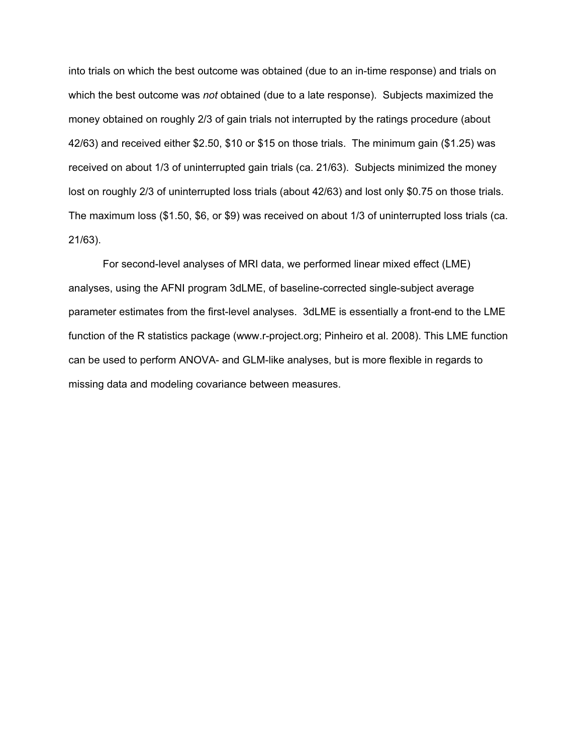into trials on which the best outcome was obtained (due to an in-time response) and trials on which the best outcome was *not* obtained (due to a late response). Subjects maximized the money obtained on roughly 2/3 of gain trials not interrupted by the ratings procedure (about 42/63) and received either $2.50, $10 or $15 on those trials. The minimum gain ($1.25) was received on about 1/3 of uninterrupted gain trials (ca. 21/63). Subjects minimized the money lost on roughly 2/3 of uninterrupted loss trials (about 42/63) and lost only $0.75 on those trials. The maximum loss ($1.50, $6, or $9) was received on about 1/3 of uninterrupted loss trials (ca. 21/63).

For second-level analyses of MRI data, we performed linear mixed effect (LME) analyses, using the AFNI program 3dLME, of baseline-corrected single-subject average parameter estimates from the first-level analyses. 3dLME is essentially a front-end to the LME function of the R statistics package (www.r-project.org; Pinheiro et al. 2008). This LME function can be used to perform ANOVA- and GLM-like analyses, but is more flexible in regards to missing data and modeling covariance between measures.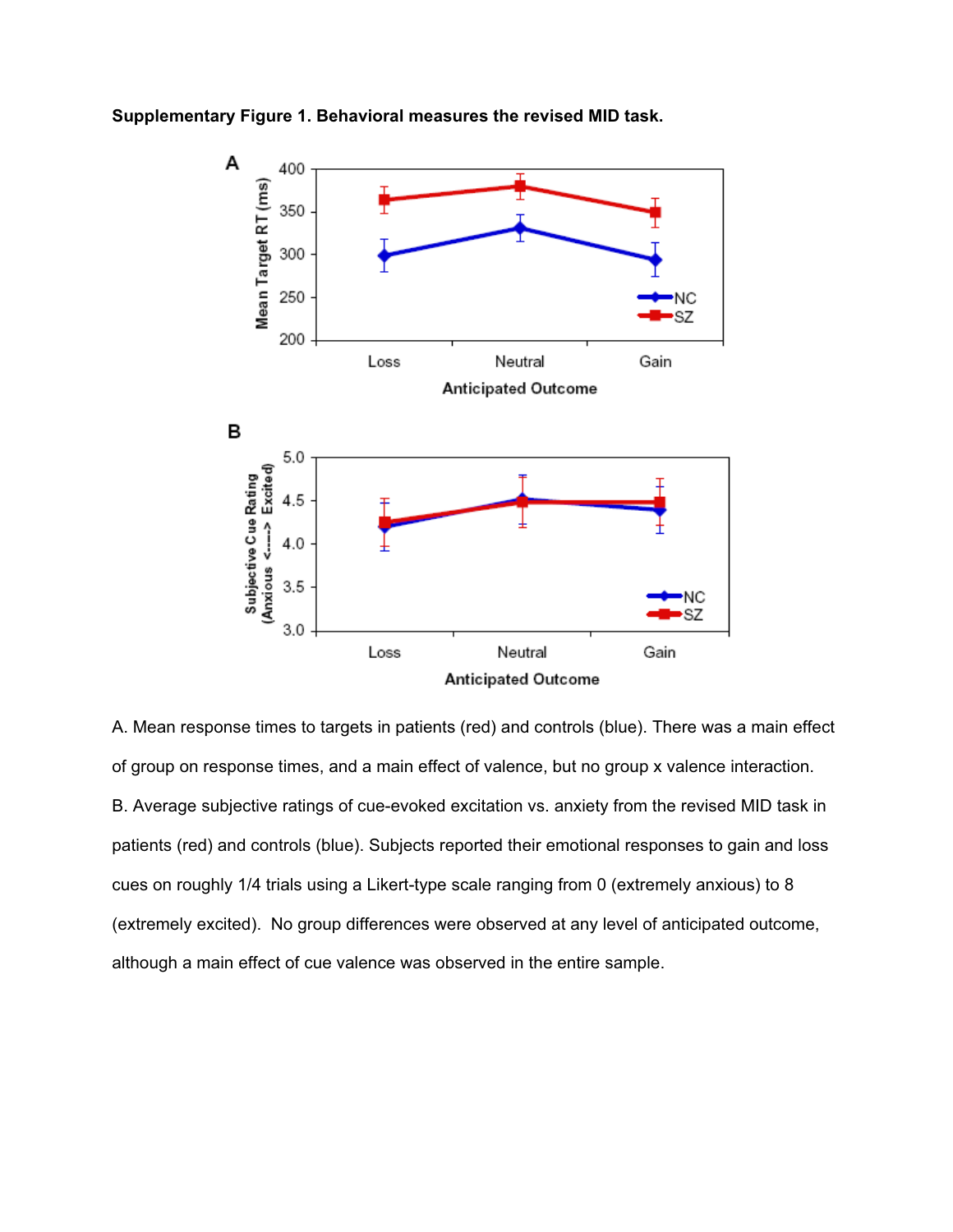**Supplementary Figure 1. Behavioral measures the revised MID task.**

A. Mean response times to targets in patients (red) and controls (blue). There was a main effect of group on response times, and a main effect of valence, but no group x valence interaction.

B. Average subjective ratings of cue-evoked excitation vs. anxiety from the revised MID task in patients (red) and controls (blue). Subjects reported their emotional responses to gain and loss cues on roughly 1/4 trials using a Likert-type scale ranging from 0 (extremely anxious) to 8 (extremely excited). No group differences were observed at any level of anticipated outcome, although a main effect of cue valence was observed in the entire sample.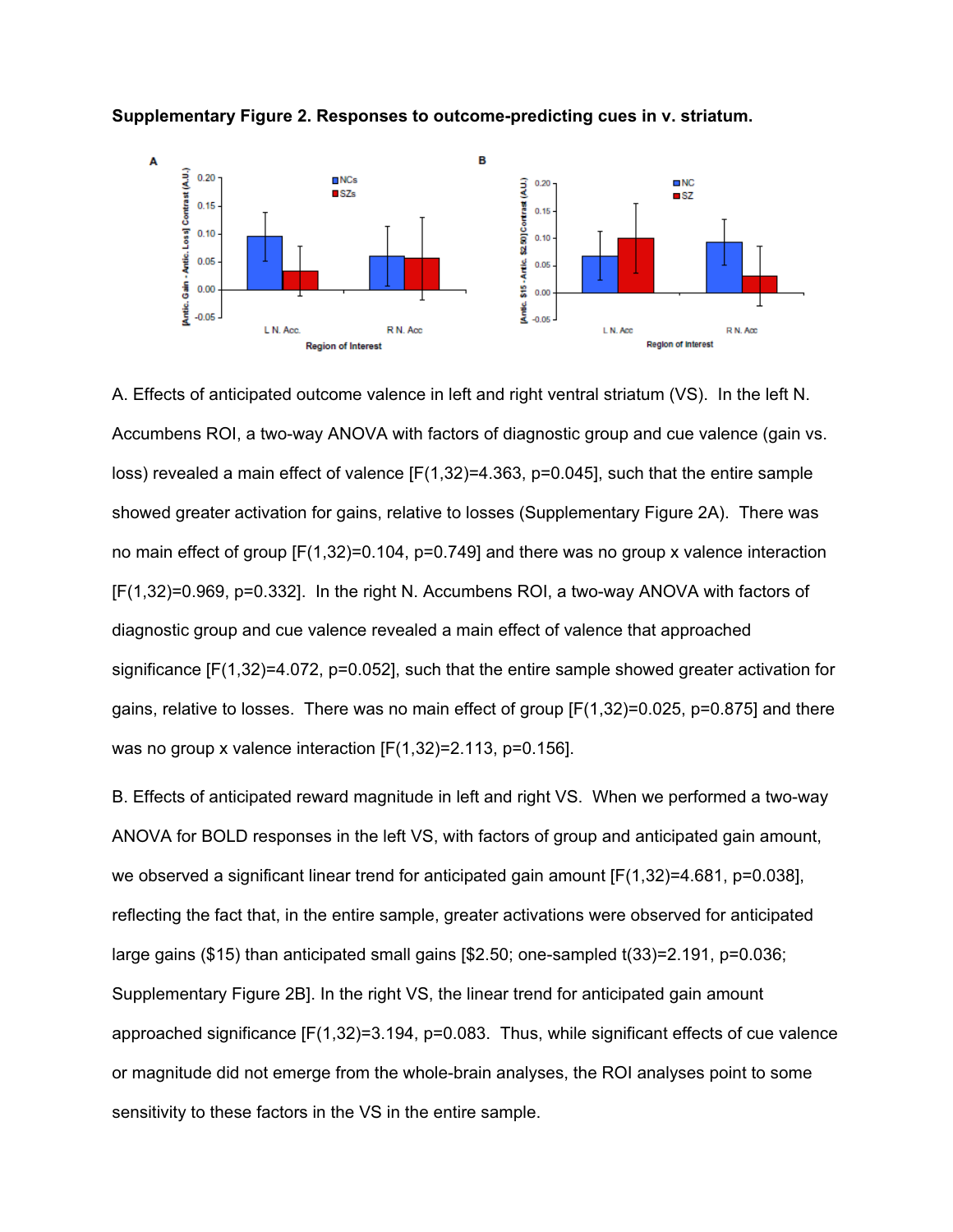**Supplementary Figure 2. Responses to outcome-predicting cues in v. striatum.**

A. Effects of anticipated outcome valence in left and right ventral striatum (VS). In the left N. Accumbens ROI, a two-way ANOVA with factors of diagnostic group and cue valence (gain vs. loss) revealed a main effect of valence [$F(1,32)=4.363$, $p=0.045$], such that the entire sample showed greater activation for gains, relative to losses (Supplementary Figure 2A). There was no main effect of group [$F(1,32)=0.104$, $p=0.749$] and there was no group x valence interaction [$F(1,32)=0.969$, $p=0.332$]. In the right N. Accumbens ROI, a two-way ANOVA with factors of diagnostic group and cue valence revealed a main effect of valence that approached significance [$F(1,32)=4.072$, $p=0.052$], such that the entire sample showed greater activation for gains, relative to losses. There was no main effect of group [$F(1,32)=0.025$, $p=0.875$] and there was no group x valence interaction [$F(1,32)=2.113$, $p=0.156$].

B. Effects of anticipated reward magnitude in left and right VS. When we performed a two-way ANOVA for BOLD responses in the left VS, with factors of group and anticipated gain amount, we observed a significant linear trend for anticipated gain amount [$F(1,32)=4.681$, $p=0.038$], reflecting the fact that, in the entire sample, greater activations were observed for anticipated large gains ($15) than anticipated small gains [$2.50; one-sampled $t(33)=2.191$, $p=0.036$; Supplementary Figure 2B]. In the right VS, the linear trend for anticipated gain amount approached significance [$F(1,32)=3.194$, $p=0.083$. Thus, while significant effects of cue valence or magnitude did not emerge from the whole-brain analyses, the ROI analyses point to some sensitivity to these factors in the VS in the entire sample.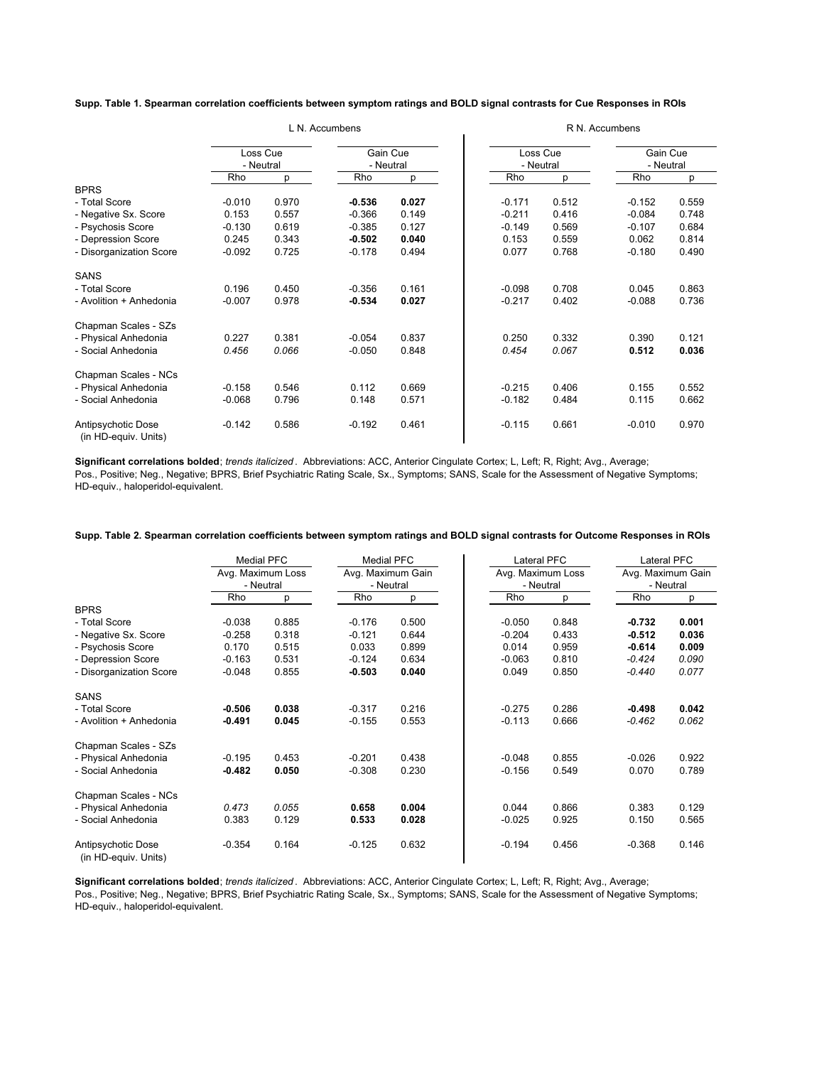**Supp. Table 1. Spearman correlation coefficients between symptom ratings and BOLD signal contrasts for Cue Responses in ROIs**

| | L N. Accumbens | | | | R N. Accumbens | | | |
|---|---|---|---|---|---|---|---|---|
| | Loss Cue - Neutral | | Gain Cue - Neutral | | Loss Cue - Neutral | | Gain Cue - Neutral | |
| | Rho | p | Rho | p | Rho | p | Rho | p |
| BPRS | | | | | | | | |
| - Total Score | -0.010 | 0.970 | **-0.536** | **0.027** | -0.171 | 0.512 | -0.152 | 0.559 |
| - Negative Sx. Score | 0.153 | 0.557 | -0.366 | 0.149 | -0.211 | 0.416 | -0.084 | 0.748 |
| - Psychosis Score | -0.130 | 0.619 | -0.385 | 0.127 | -0.149 | 0.569 | -0.107 | 0.684 |
| - Depression Score | 0.245 | 0.343 | **-0.502** | **0.040** | 0.153 | 0.559 | 0.062 | 0.814 |
| - Disorganization Score | -0.092 | 0.725 | -0.178 | 0.494 | 0.077 | 0.768 | -0.180 | 0.490 |
| SANS | | | | | | | | |
| - Total Score | 0.196 | 0.450 | -0.356 | 0.161 | -0.098 | 0.708 | 0.045 | 0.863 |
| - Avolition + Anhedonia | -0.007 | 0.978 | **-0.534** | **0.027** | -0.217 | 0.402 | -0.088 | 0.736 |
| Chapman Scales - SZs | | | | | | | | |
| - Physical Anhedonia | 0.227 | 0.381 | -0.054 | 0.837 | 0.250 | 0.332 | 0.390 | 0.121 |
| - Social Anhedonia | *0.456* | *0.066* | -0.050 | 0.848 | *0.454* | *0.067* | **0.512** | **0.036** |
| Chapman Scales - NCs | | | | | | | | |
| - Physical Anhedonia | -0.158 | 0.546 | 0.112 | 0.669 | -0.215 | 0.406 | 0.155 | 0.552 |
| - Social Anhedonia | -0.068 | 0.796 | 0.148 | 0.571 | -0.182 | 0.484 | 0.115 | 0.662 |
| Antipsychotic Dose (in HD-equiv. Units) | -0.142 | 0.586 | -0.192 | 0.461 | -0.115 | 0.661 | -0.010 | 0.970 |

**Significant correlations bolded**; *trends italicized*. Abbreviations: ACC, Anterior Cingulate Cortex; L, Left; R, Right; Avg., Average; Pos., Positive; Neg., Negative; BPRS, Brief Psychiatric Rating Scale, Sx., Symptoms; SANS, Scale for the Assessment of Negative Symptoms; HD-equiv., haloperidol-equivalent.

**Supp. Table 2. Spearman correlation coefficients between symptom ratings and BOLD signal contrasts for Outcome Responses in ROIs**

| | Medial PFC | | Medial PFC | | Lateral PFC | | Lateral PFC | |
|---|---|---|---|---|---|---|---|---|
| | Avg. Maximum Loss - Neutral | | Avg. Maximum Gain - Neutral | | Avg. Maximum Loss - Neutral | | Avg. Maximum Gain - Neutral | |
| | Rho | p | Rho | p | Rho | p | Rho | p |
| BPRS | | | | | | | | |
| - Total Score | -0.038 | 0.885 | -0.176 | 0.500 | -0.050 | 0.848 | **-0.732** | **0.001** |
| - Negative Sx. Score | -0.258 | 0.318 | -0.121 | 0.644 | -0.204 | 0.433 | **-0.512** | **0.036** |
| - Psychosis Score | 0.170 | 0.515 | 0.033 | 0.899 | 0.014 | 0.959 | **-0.614** | **0.009** |
| - Depression Score | -0.163 | 0.531 | -0.124 | 0.634 | -0.063 | 0.810 | *-0.424* | *0.090* |
| - Disorganization Score | -0.048 | 0.855 | **-0.503** | **0.040** | 0.049 | 0.850 | *-0.440* | *0.077* |
| SANS | | | | | | | | |
| - Total Score | **-0.506** | **0.038** | -0.317 | 0.216 | -0.275 | 0.286 | **-0.498** | **0.042** |
| - Avolition + Anhedonia | **-0.491** | **0.045** | -0.155 | 0.553 | -0.113 | 0.666 | *-0.462* | *0.062* |
| Chapman Scales - SZs | | | | | | | | |
| - Physical Anhedonia | -0.195 | 0.453 | -0.201 | 0.438 | -0.048 | 0.855 | -0.026 | 0.922 |
| - Social Anhedonia | **-0.482** | **0.050** | -0.308 | 0.230 | -0.156 | 0.549 | 0.070 | 0.789 |
| Chapman Scales - NCs | | | | | | | | |
| - Physical Anhedonia | *0.473* | *0.055* | **0.658** | **0.004** | 0.044 | 0.866 | 0.383 | 0.129 |
| - Social Anhedonia | 0.383 | 0.129 | **0.533** | **0.028** | -0.025 | 0.925 | 0.150 | 0.565 |
| Antipsychotic Dose (in HD-equiv. Units) | -0.354 | 0.164 | -0.125 | 0.632 | -0.194 | 0.456 | -0.368 | 0.146 |

**Significant correlations bolded**; *trends italicized*. Abbreviations: ACC, Anterior Cingulate Cortex; L, Left; R, Right; Avg., Average; Pos., Positive; Neg., Negative; BPRS, Brief Psychiatric Rating Scale, Sx., Symptoms; SANS, Scale for the Assessment of Negative Symptoms; HD-equiv., haloperidol-equivalent.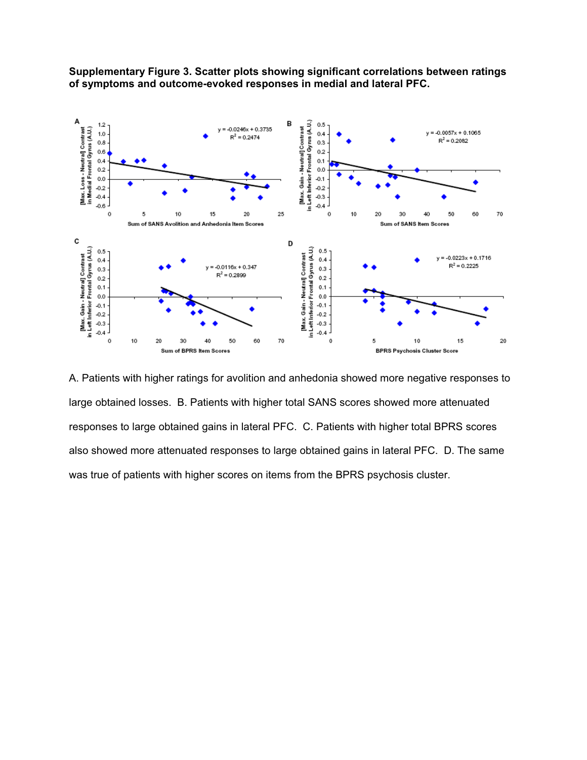**Supplementary Figure 3. Scatter plots showing significant correlations between ratings of symptoms and outcome-evoked responses in medial and lateral PFC.**

A

[Max. Loss - Neutral] Contrast in Medial Frontal Gyrus (A.U.)

1.2
1.0
0.8
0.6
0.4
0.2
0.0
-0.2
-0.4
-0.6

0 5 10 15 20 25

Sum of SANS Avolition and Anhedonia Item Scores

$y = -0.0246x + 0.3735$
$R^2 = 0.2474$

B

[Max. Gain - Neutral] Contrast in Left Inferior Frontal Gyrus (A.U.)

0.5
0.4
0.3
0.2
0.1
0.0
-0.1
-0.2
-0.3
-0.4

0 10 20 30 40 50 60 70

Sum of SANS Item Scores

$y = -0.0057x + 0.1065$
$R^2 = 0.2082$

C

[Max. Gain - Neutral] Contrast in Left Inferior Frontal Gyrus (A.U.)

0.5
0.4
0.3
0.2
0.1
0.0
-0.1
-0.2
-0.3
-0.4

0 10 20 30 40 50 60 70

Sum of BPRS Item Scores

$y = -0.0116x + 0.347$
$R^2 = 0.2899$

D

[Max. Gain - Neutral] Contrast in Left Inferior Frontal Gyrus (A.U.)

0.5
0.4
0.3
0.2
0.1
0.0
-0.1
-0.2
-0.3
-0.4

0 5 10 15 20

BPRS Psychosis Cluster Score

$y = -0.0223x + 0.1716$
$R^2 = 0.2225$

A. Patients with higher ratings for avolition and anhedonia showed more negative responses to large obtained losses. B. Patients with higher total SANS scores showed more attenuated responses to large obtained gains in lateral PFC. C. Patients with higher total BPRS scores also showed more attenuated responses to large obtained gains in lateral PFC. D. The same was true of patients with higher scores on items from the BPRS psychosis cluster.